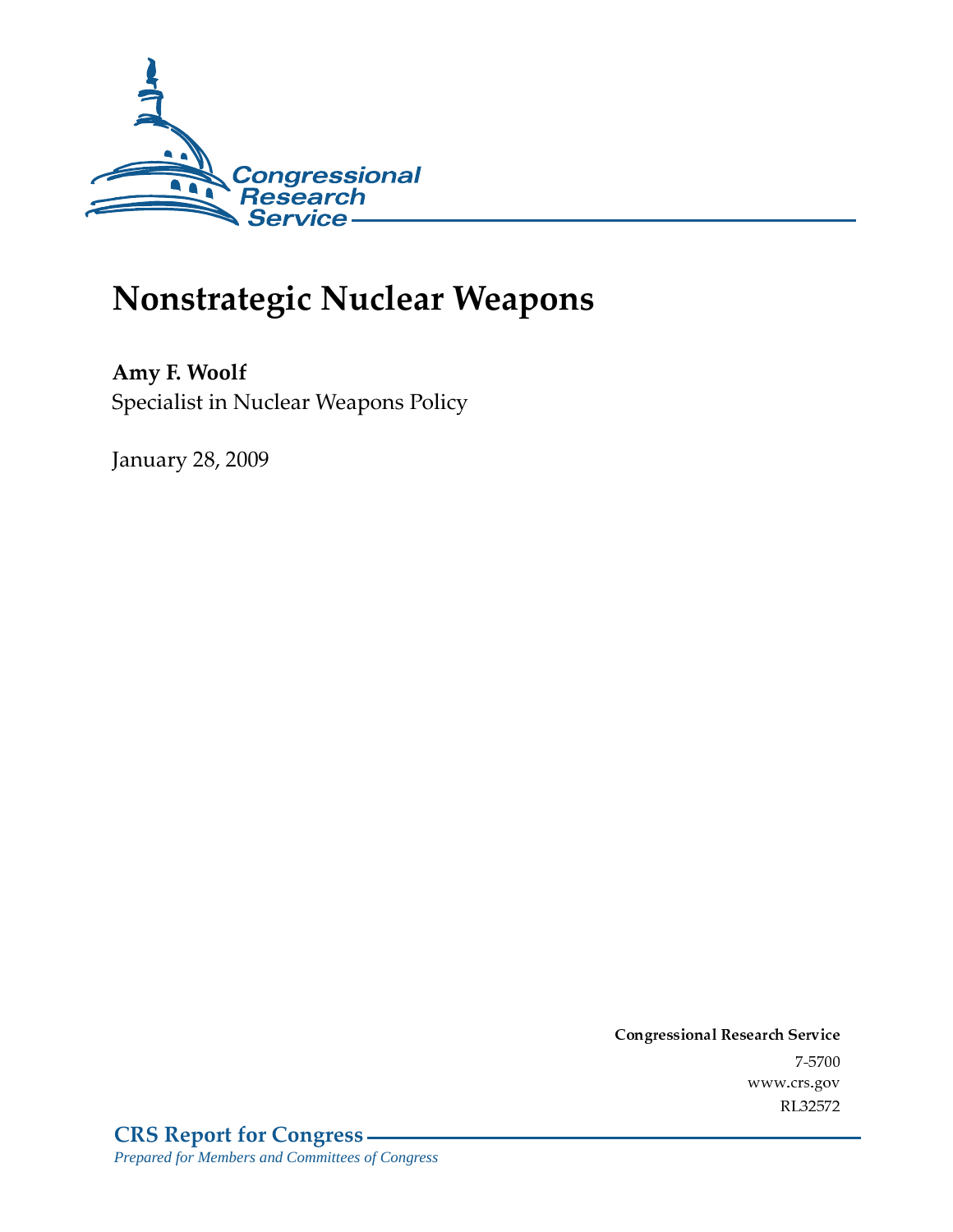Congressional Research Service

# Nonstrategic Nuclear Weapons

**Amy F. Woolf**
Specialist in Nuclear Weapons Policy

January 28, 2009

**Congressional Research Service**
7-5700
www.crs.gov
RL32572

**CRS Report for Congress**
*Prepared for Members and Committees of Congress*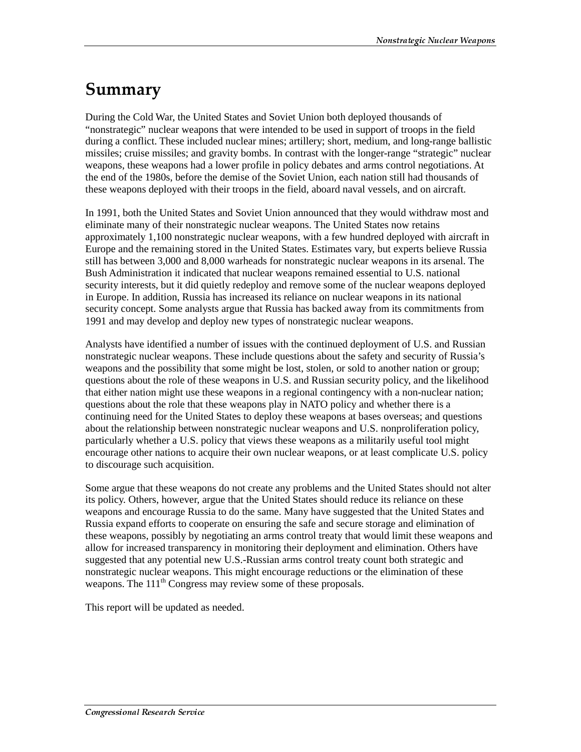# Summary

During the Cold War, the United States and Soviet Union both deployed thousands of "nonstrategic" nuclear weapons that were intended to be used in support of troops in the field during a conflict. These included nuclear mines; artillery; short, medium, and long-range ballistic missiles; cruise missiles; and gravity bombs. In contrast with the longer-range "strategic" nuclear weapons, these weapons had a lower profile in policy debates and arms control negotiations. At the end of the 1980s, before the demise of the Soviet Union, each nation still had thousands of these weapons deployed with their troops in the field, aboard naval vessels, and on aircraft.

In 1991, both the United States and Soviet Union announced that they would withdraw most and eliminate many of their nonstrategic nuclear weapons. The United States now retains approximately 1,100 nonstrategic nuclear weapons, with a few hundred deployed with aircraft in Europe and the remaining stored in the United States. Estimates vary, but experts believe Russia still has between 3,000 and 8,000 warheads for nonstrategic nuclear weapons in its arsenal. The Bush Administration it indicated that nuclear weapons remained essential to U.S. national security interests, but it did quietly redeploy and remove some of the nuclear weapons deployed in Europe. In addition, Russia has increased its reliance on nuclear weapons in its national security concept. Some analysts argue that Russia has backed away from its commitments from 1991 and may develop and deploy new types of nonstrategic nuclear weapons.

Analysts have identified a number of issues with the continued deployment of U.S. and Russian nonstrategic nuclear weapons. These include questions about the safety and security of Russia's weapons and the possibility that some might be lost, stolen, or sold to another nation or group; questions about the role of these weapons in U.S. and Russian security policy, and the likelihood that either nation might use these weapons in a regional contingency with a non-nuclear nation; questions about the role that these weapons play in NATO policy and whether there is a continuing need for the United States to deploy these weapons at bases overseas; and questions about the relationship between nonstrategic nuclear weapons and U.S. nonproliferation policy, particularly whether a U.S. policy that views these weapons as a militarily useful tool might encourage other nations to acquire their own nuclear weapons, or at least complicate U.S. policy to discourage such acquisition.

Some argue that these weapons do not create any problems and the United States should not alter its policy. Others, however, argue that the United States should reduce its reliance on these weapons and encourage Russia to do the same. Many have suggested that the United States and Russia expand efforts to cooperate on ensuring the safe and secure storage and elimination of these weapons, possibly by negotiating an arms control treaty that would limit these weapons and allow for increased transparency in monitoring their deployment and elimination. Others have suggested that any potential new U.S.-Russian arms control treaty count both strategic and nonstrategic nuclear weapons. This might encourage reductions or the elimination of these weapons. The 111th Congress may review some of these proposals.

This report will be updated as needed.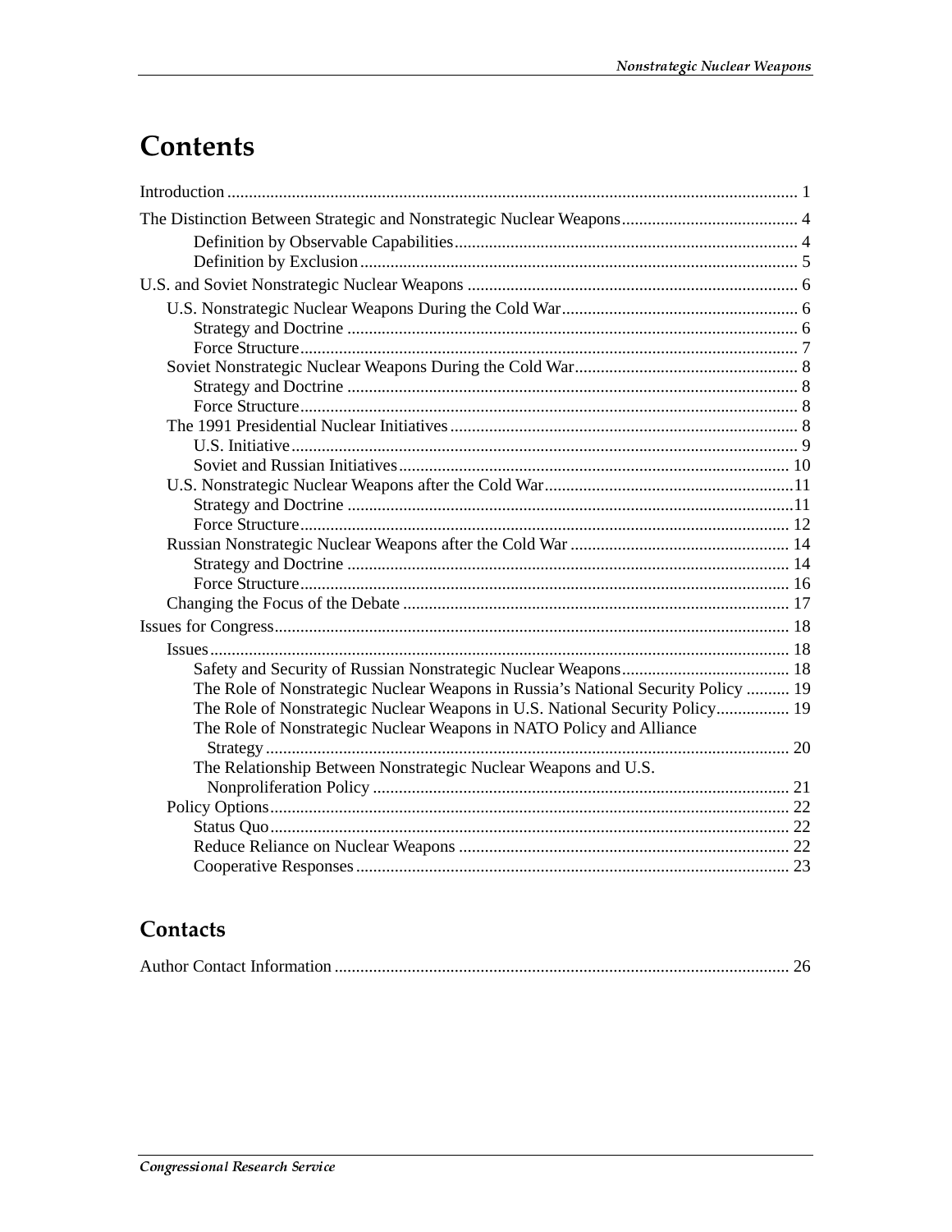# Contents

Introduction .................................................................................................................................... 1

The Distinction Between Strategic and Nonstrategic Nuclear Weapons......................................... 4

- Definition by Observable Capabilities............................................................................... 4
- Definition by Exclusion..................................................................................................... 5

U.S. and Soviet Nonstrategic Nuclear Weapons ............................................................................ 6

- U.S. Nonstrategic Nuclear Weapons During the Cold War...................................................... 6
  - Strategy and Doctrine ........................................................................................................ 6
  - Force Structure................................................................................................................... 7
- Soviet Nonstrategic Nuclear Weapons During the Cold War................................................... 8
  - Strategy and Doctrine ........................................................................................................ 8
  - Force Structure................................................................................................................... 8
- The 1991 Presidential Nuclear Initiatives ................................................................................ 8
  - U.S. Initiative..................................................................................................................... 9
  - Soviet and Russian Initiatives.......................................................................................... 10
- U.S. Nonstrategic Nuclear Weapons after the Cold War..........................................................11
  - Strategy and Doctrine .......................................................................................................11
  - Force Structure................................................................................................................. 12
- Russian Nonstrategic Nuclear Weapons after the Cold War ................................................... 14
  - Strategy and Doctrine ...................................................................................................... 14
  - Force Structure................................................................................................................. 16
- Changing the Focus of the Debate ......................................................................................... 17

Issues for Congress....................................................................................................................... 18

- Issues...................................................................................................................................... 18
  - Safety and Security of Russian Nonstrategic Nuclear Weapons....................................... 18
  - The Role of Nonstrategic Nuclear Weapons in Russia's National Security Policy .......... 19
  - The Role of Nonstrategic Nuclear Weapons in U.S. National Security Policy................. 19
  - The Role of Nonstrategic Nuclear Weapons in NATO Policy and Alliance Strategy ......................................................................................................................... 20
  - The Relationship Between Nonstrategic Nuclear Weapons and U.S. Nonproliferation Policy ................................................................................................ 21
- Policy Options........................................................................................................................ 22
  - Status Quo........................................................................................................................ 22
  - Reduce Reliance on Nuclear Weapons ............................................................................ 22
  - Cooperative Responses .................................................................................................... 23

# Contacts

Author Contact Information ......................................................................................................... 26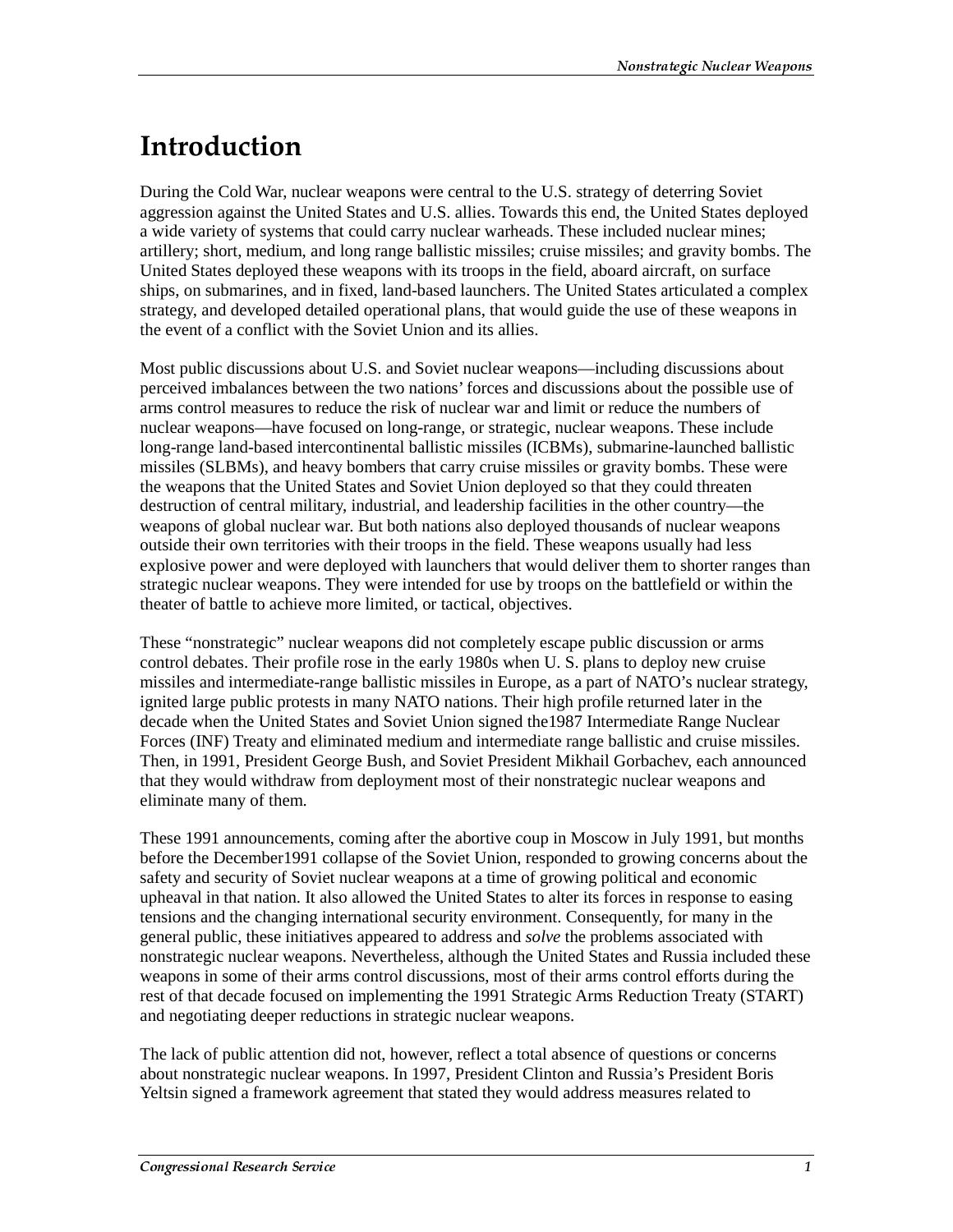# Introduction

During the Cold War, nuclear weapons were central to the U.S. strategy of deterring Soviet aggression against the United States and U.S. allies. Towards this end, the United States deployed a wide variety of systems that could carry nuclear warheads. These included nuclear mines; artillery; short, medium, and long range ballistic missiles; cruise missiles; and gravity bombs. The United States deployed these weapons with its troops in the field, aboard aircraft, on surface ships, on submarines, and in fixed, land-based launchers. The United States articulated a complex strategy, and developed detailed operational plans, that would guide the use of these weapons in the event of a conflict with the Soviet Union and its allies.

Most public discussions about U.S. and Soviet nuclear weapons—including discussions about perceived imbalances between the two nations' forces and discussions about the possible use of arms control measures to reduce the risk of nuclear war and limit or reduce the numbers of nuclear weapons—have focused on long-range, or strategic, nuclear weapons. These include long-range land-based intercontinental ballistic missiles (ICBMs), submarine-launched ballistic missiles (SLBMs), and heavy bombers that carry cruise missiles or gravity bombs. These were the weapons that the United States and Soviet Union deployed so that they could threaten destruction of central military, industrial, and leadership facilities in the other country—the weapons of global nuclear war. But both nations also deployed thousands of nuclear weapons outside their own territories with their troops in the field. These weapons usually had less explosive power and were deployed with launchers that would deliver them to shorter ranges than strategic nuclear weapons. They were intended for use by troops on the battlefield or within the theater of battle to achieve more limited, or tactical, objectives.

These "nonstrategic" nuclear weapons did not completely escape public discussion or arms control debates. Their profile rose in the early 1980s when U. S. plans to deploy new cruise missiles and intermediate-range ballistic missiles in Europe, as a part of NATO's nuclear strategy, ignited large public protests in many NATO nations. Their high profile returned later in the decade when the United States and Soviet Union signed the1987 Intermediate Range Nuclear Forces (INF) Treaty and eliminated medium and intermediate range ballistic and cruise missiles. Then, in 1991, President George Bush, and Soviet President Mikhail Gorbachev, each announced that they would withdraw from deployment most of their nonstrategic nuclear weapons and eliminate many of them.

These 1991 announcements, coming after the abortive coup in Moscow in July 1991, but months before the December1991 collapse of the Soviet Union, responded to growing concerns about the safety and security of Soviet nuclear weapons at a time of growing political and economic upheaval in that nation. It also allowed the United States to alter its forces in response to easing tensions and the changing international security environment. Consequently, for many in the general public, these initiatives appeared to address and *solve* the problems associated with nonstrategic nuclear weapons. Nevertheless, although the United States and Russia included these weapons in some of their arms control discussions, most of their arms control efforts during the rest of that decade focused on implementing the 1991 Strategic Arms Reduction Treaty (START) and negotiating deeper reductions in strategic nuclear weapons.

The lack of public attention did not, however, reflect a total absence of questions or concerns about nonstrategic nuclear weapons. In 1997, President Clinton and Russia's President Boris Yeltsin signed a framework agreement that stated they would address measures related to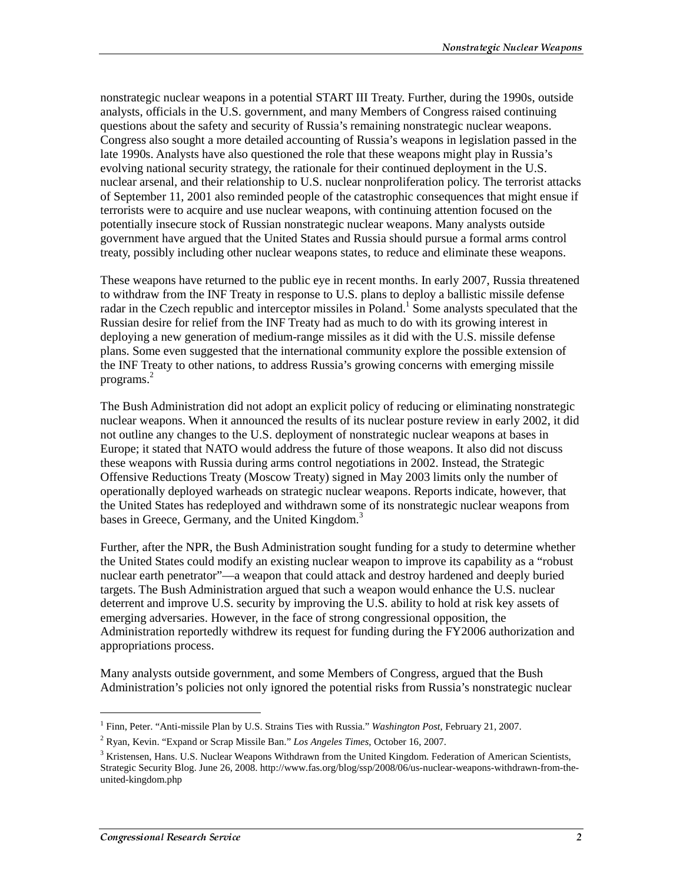nonstrategic nuclear weapons in a potential START III Treaty. Further, during the 1990s, outside analysts, officials in the U.S. government, and many Members of Congress raised continuing questions about the safety and security of Russia's remaining nonstrategic nuclear weapons. Congress also sought a more detailed accounting of Russia's weapons in legislation passed in the late 1990s. Analysts have also questioned the role that these weapons might play in Russia's evolving national security strategy, the rationale for their continued deployment in the U.S. nuclear arsenal, and their relationship to U.S. nuclear nonproliferation policy. The terrorist attacks of September 11, 2001 also reminded people of the catastrophic consequences that might ensue if terrorists were to acquire and use nuclear weapons, with continuing attention focused on the potentially insecure stock of Russian nonstrategic nuclear weapons. Many analysts outside government have argued that the United States and Russia should pursue a formal arms control treaty, possibly including other nuclear weapons states, to reduce and eliminate these weapons.

These weapons have returned to the public eye in recent months. In early 2007, Russia threatened to withdraw from the INF Treaty in response to U.S. plans to deploy a ballistic missile defense radar in the Czech republic and interceptor missiles in Poland.[1] Some analysts speculated that the Russian desire for relief from the INF Treaty had as much to do with its growing interest in deploying a new generation of medium-range missiles as it did with the U.S. missile defense plans. Some even suggested that the international community explore the possible extension of the INF Treaty to other nations, to address Russia's growing concerns with emerging missile programs.[2]

The Bush Administration did not adopt an explicit policy of reducing or eliminating nonstrategic nuclear weapons. When it announced the results of its nuclear posture review in early 2002, it did not outline any changes to the U.S. deployment of nonstrategic nuclear weapons at bases in Europe; it stated that NATO would address the future of those weapons. It also did not discuss these weapons with Russia during arms control negotiations in 2002. Instead, the Strategic Offensive Reductions Treaty (Moscow Treaty) signed in May 2003 limits only the number of operationally deployed warheads on strategic nuclear weapons. Reports indicate, however, that the United States has redeployed and withdrawn some of its nonstrategic nuclear weapons from bases in Greece, Germany, and the United Kingdom.[3]

Further, after the NPR, the Bush Administration sought funding for a study to determine whether the United States could modify an existing nuclear weapon to improve its capability as a "robust nuclear earth penetrator"—a weapon that could attack and destroy hardened and deeply buried targets. The Bush Administration argued that such a weapon would enhance the U.S. nuclear deterrent and improve U.S. security by improving the U.S. ability to hold at risk key assets of emerging adversaries. However, in the face of strong congressional opposition, the Administration reportedly withdrew its request for funding during the FY2006 authorization and appropriations process.

Many analysts outside government, and some Members of Congress, argued that the Bush Administration's policies not only ignored the potential risks from Russia's nonstrategic nuclear

---

[1] Finn, Peter. "Anti-missile Plan by U.S. Strains Ties with Russia." *Washington Post*, February 21, 2007.

[2] Ryan, Kevin. "Expand or Scrap Missile Ban." *Los Angeles Times*, October 16, 2007.

[3] Kristensen, Hans. U.S. Nuclear Weapons Withdrawn from the United Kingdom. Federation of American Scientists, Strategic Security Blog. June 26, 2008. http://www.fas.org/blog/ssp/2008/06/us-nuclear-weapons-withdrawn-from-the-united-kingdom.php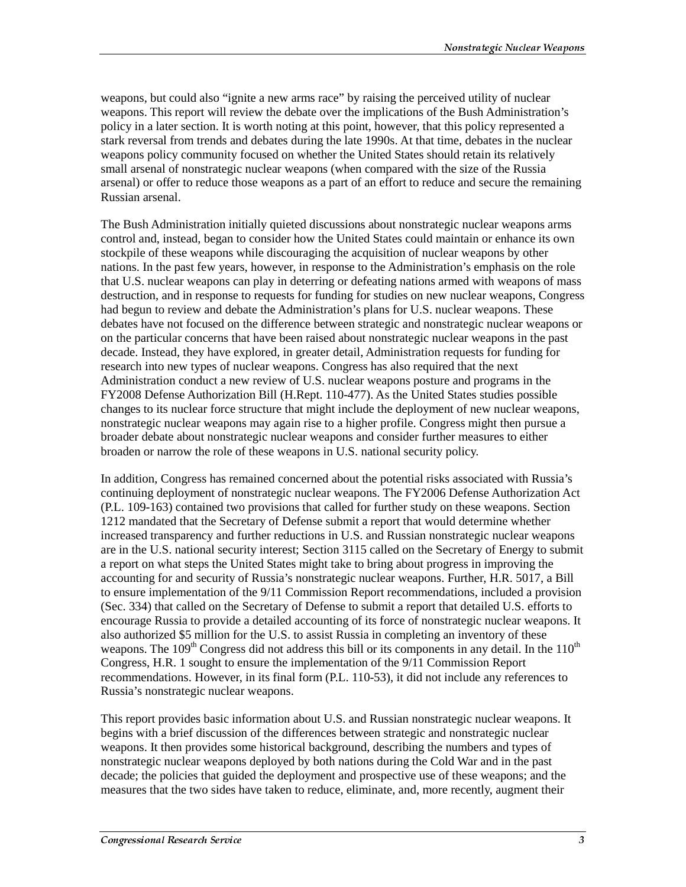weapons, but could also "ignite a new arms race" by raising the perceived utility of nuclear weapons. This report will review the debate over the implications of the Bush Administration's policy in a later section. It is worth noting at this point, however, that this policy represented a stark reversal from trends and debates during the late 1990s. At that time, debates in the nuclear weapons policy community focused on whether the United States should retain its relatively small arsenal of nonstrategic nuclear weapons (when compared with the size of the Russia arsenal) or offer to reduce those weapons as a part of an effort to reduce and secure the remaining Russian arsenal.

The Bush Administration initially quieted discussions about nonstrategic nuclear weapons arms control and, instead, began to consider how the United States could maintain or enhance its own stockpile of these weapons while discouraging the acquisition of nuclear weapons by other nations. In the past few years, however, in response to the Administration's emphasis on the role that U.S. nuclear weapons can play in deterring or defeating nations armed with weapons of mass destruction, and in response to requests for funding for studies on new nuclear weapons, Congress had begun to review and debate the Administration's plans for U.S. nuclear weapons. These debates have not focused on the difference between strategic and nonstrategic nuclear weapons or on the particular concerns that have been raised about nonstrategic nuclear weapons in the past decade. Instead, they have explored, in greater detail, Administration requests for funding for research into new types of nuclear weapons. Congress has also required that the next Administration conduct a new review of U.S. nuclear weapons posture and programs in the FY2008 Defense Authorization Bill (H.Rept. 110-477). As the United States studies possible changes to its nuclear force structure that might include the deployment of new nuclear weapons, nonstrategic nuclear weapons may again rise to a higher profile. Congress might then pursue a broader debate about nonstrategic nuclear weapons and consider further measures to either broaden or narrow the role of these weapons in U.S. national security policy.

In addition, Congress has remained concerned about the potential risks associated with Russia's continuing deployment of nonstrategic nuclear weapons. The FY2006 Defense Authorization Act (P.L. 109-163) contained two provisions that called for further study on these weapons. Section 1212 mandated that the Secretary of Defense submit a report that would determine whether increased transparency and further reductions in U.S. and Russian nonstrategic nuclear weapons are in the U.S. national security interest; Section 3115 called on the Secretary of Energy to submit a report on what steps the United States might take to bring about progress in improving the accounting for and security of Russia's nonstrategic nuclear weapons. Further, H.R. 5017, a Bill to ensure implementation of the 9/11 Commission Report recommendations, included a provision (Sec. 334) that called on the Secretary of Defense to submit a report that detailed U.S. efforts to encourage Russia to provide a detailed accounting of its force of nonstrategic nuclear weapons. It also authorized $5 million for the U.S. to assist Russia in completing an inventory of these weapons. The 109th Congress did not address this bill or its components in any detail. In the 110th Congress, H.R. 1 sought to ensure the implementation of the 9/11 Commission Report recommendations. However, in its final form (P.L. 110-53), it did not include any references to Russia's nonstrategic nuclear weapons.

This report provides basic information about U.S. and Russian nonstrategic nuclear weapons. It begins with a brief discussion of the differences between strategic and nonstrategic nuclear weapons. It then provides some historical background, describing the numbers and types of nonstrategic nuclear weapons deployed by both nations during the Cold War and in the past decade; the policies that guided the deployment and prospective use of these weapons; and the measures that the two sides have taken to reduce, eliminate, and, more recently, augment their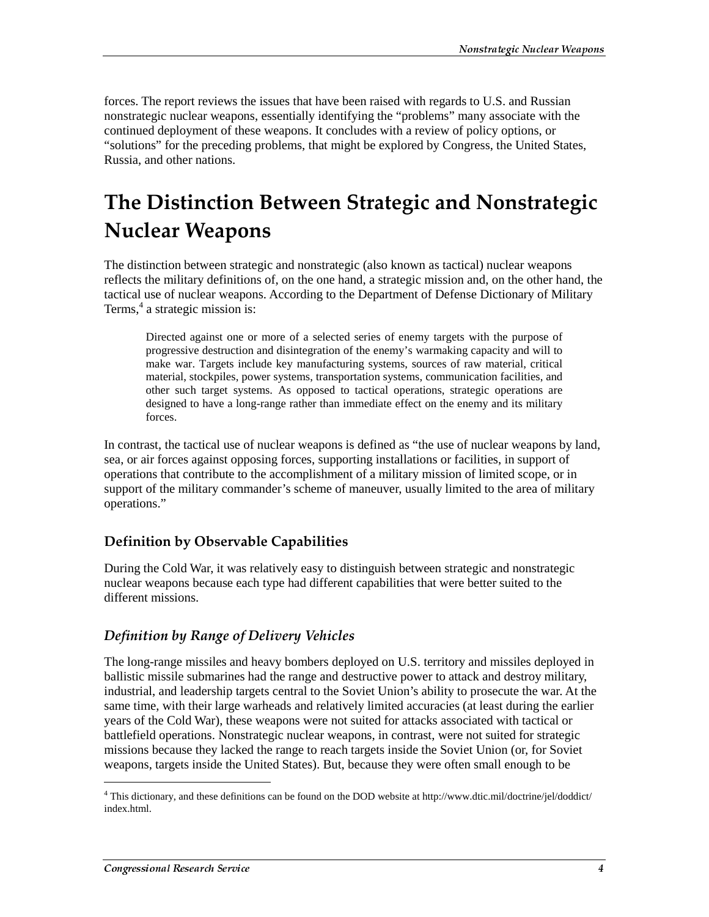forces. The report reviews the issues that have been raised with regards to U.S. and Russian nonstrategic nuclear weapons, essentially identifying the "problems" many associate with the continued deployment of these weapons. It concludes with a review of policy options, or "solutions" for the preceding problems, that might be explored by Congress, the United States, Russia, and other nations.

# The Distinction Between Strategic and Nonstrategic Nuclear Weapons

The distinction between strategic and nonstrategic (also known as tactical) nuclear weapons reflects the military definitions of, on the one hand, a strategic mission and, on the other hand, the tactical use of nuclear weapons. According to the Department of Defense Dictionary of Military Terms,[4] a strategic mission is:

> Directed against one or more of a selected series of enemy targets with the purpose of progressive destruction and disintegration of the enemy's warmaking capacity and will to make war. Targets include key manufacturing systems, sources of raw material, critical material, stockpiles, power systems, transportation systems, communication facilities, and other such target systems. As opposed to tactical operations, strategic operations are designed to have a long-range rather than immediate effect on the enemy and its military forces.

In contrast, the tactical use of nuclear weapons is defined as "the use of nuclear weapons by land, sea, or air forces against opposing forces, supporting installations or facilities, in support of operations that contribute to the accomplishment of a military mission of limited scope, or in support of the military commander's scheme of maneuver, usually limited to the area of military operations."

## Definition by Observable Capabilities

During the Cold War, it was relatively easy to distinguish between strategic and nonstrategic nuclear weapons because each type had different capabilities that were better suited to the different missions.

### *Definition by Range of Delivery Vehicles*

The long-range missiles and heavy bombers deployed on U.S. territory and missiles deployed in ballistic missile submarines had the range and destructive power to attack and destroy military, industrial, and leadership targets central to the Soviet Union's ability to prosecute the war. At the same time, with their large warheads and relatively limited accuracies (at least during the earlier years of the Cold War), these weapons were not suited for attacks associated with tactical or battlefield operations. Nonstrategic nuclear weapons, in contrast, were not suited for strategic missions because they lacked the range to reach targets inside the Soviet Union (or, for Soviet weapons, targets inside the United States). But, because they were often small enough to be

[4] This dictionary, and these definitions can be found on the DOD website at http://www.dtic.mil/doctrine/jel/doddict/index.html.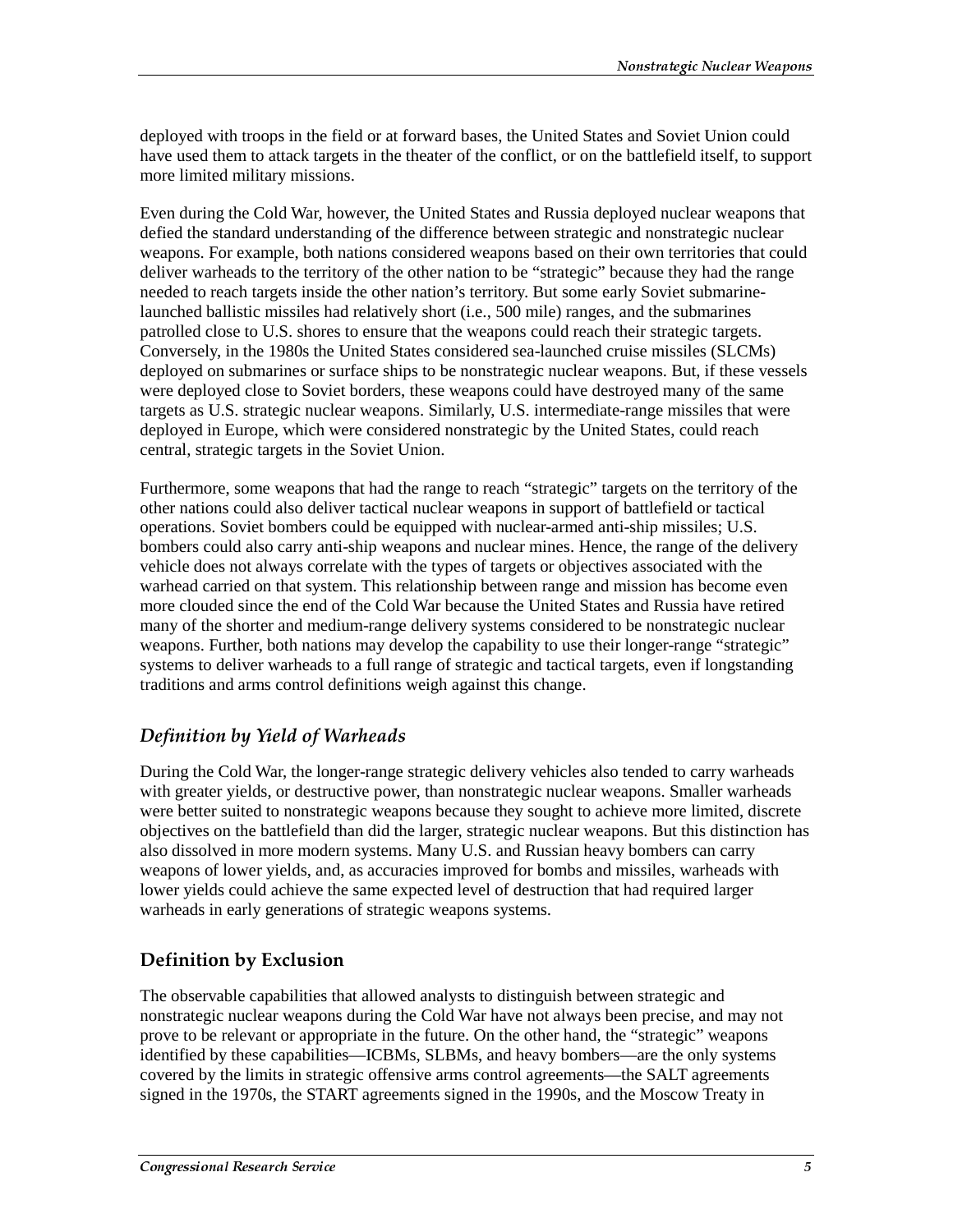deployed with troops in the field or at forward bases, the United States and Soviet Union could have used them to attack targets in the theater of the conflict, or on the battlefield itself, to support more limited military missions.

Even during the Cold War, however, the United States and Russia deployed nuclear weapons that defied the standard understanding of the difference between strategic and nonstrategic nuclear weapons. For example, both nations considered weapons based on their own territories that could deliver warheads to the territory of the other nation to be "strategic" because they had the range needed to reach targets inside the other nation's territory. But some early Soviet submarine-launched ballistic missiles had relatively short (i.e., 500 mile) ranges, and the submarines patrolled close to U.S. shores to ensure that the weapons could reach their strategic targets. Conversely, in the 1980s the United States considered sea-launched cruise missiles (SLCMs) deployed on submarines or surface ships to be nonstrategic nuclear weapons. But, if these vessels were deployed close to Soviet borders, these weapons could have destroyed many of the same targets as U.S. strategic nuclear weapons. Similarly, U.S. intermediate-range missiles that were deployed in Europe, which were considered nonstrategic by the United States, could reach central, strategic targets in the Soviet Union.

Furthermore, some weapons that had the range to reach "strategic" targets on the territory of the other nations could also deliver tactical nuclear weapons in support of battlefield or tactical operations. Soviet bombers could be equipped with nuclear-armed anti-ship missiles; U.S. bombers could also carry anti-ship weapons and nuclear mines. Hence, the range of the delivery vehicle does not always correlate with the types of targets or objectives associated with the warhead carried on that system. This relationship between range and mission has become even more clouded since the end of the Cold War because the United States and Russia have retired many of the shorter and medium-range delivery systems considered to be nonstrategic nuclear weapons. Further, both nations may develop the capability to use their longer-range "strategic" systems to deliver warheads to a full range of strategic and tactical targets, even if longstanding traditions and arms control definitions weigh against this change.

### *Definition by Yield of Warheads*

During the Cold War, the longer-range strategic delivery vehicles also tended to carry warheads with greater yields, or destructive power, than nonstrategic nuclear weapons. Smaller warheads were better suited to nonstrategic weapons because they sought to achieve more limited, discrete objectives on the battlefield than did the larger, strategic nuclear weapons. But this distinction has also dissolved in more modern systems. Many U.S. and Russian heavy bombers can carry weapons of lower yields, and, as accuracies improved for bombs and missiles, warheads with lower yields could achieve the same expected level of destruction that had required larger warheads in early generations of strategic weapons systems.

## Definition by Exclusion

The observable capabilities that allowed analysts to distinguish between strategic and nonstrategic nuclear weapons during the Cold War have not always been precise, and may not prove to be relevant or appropriate in the future. On the other hand, the "strategic" weapons identified by these capabilities—ICBMs, SLBMs, and heavy bombers—are the only systems covered by the limits in strategic offensive arms control agreements—the SALT agreements signed in the 1970s, the START agreements signed in the 1990s, and the Moscow Treaty in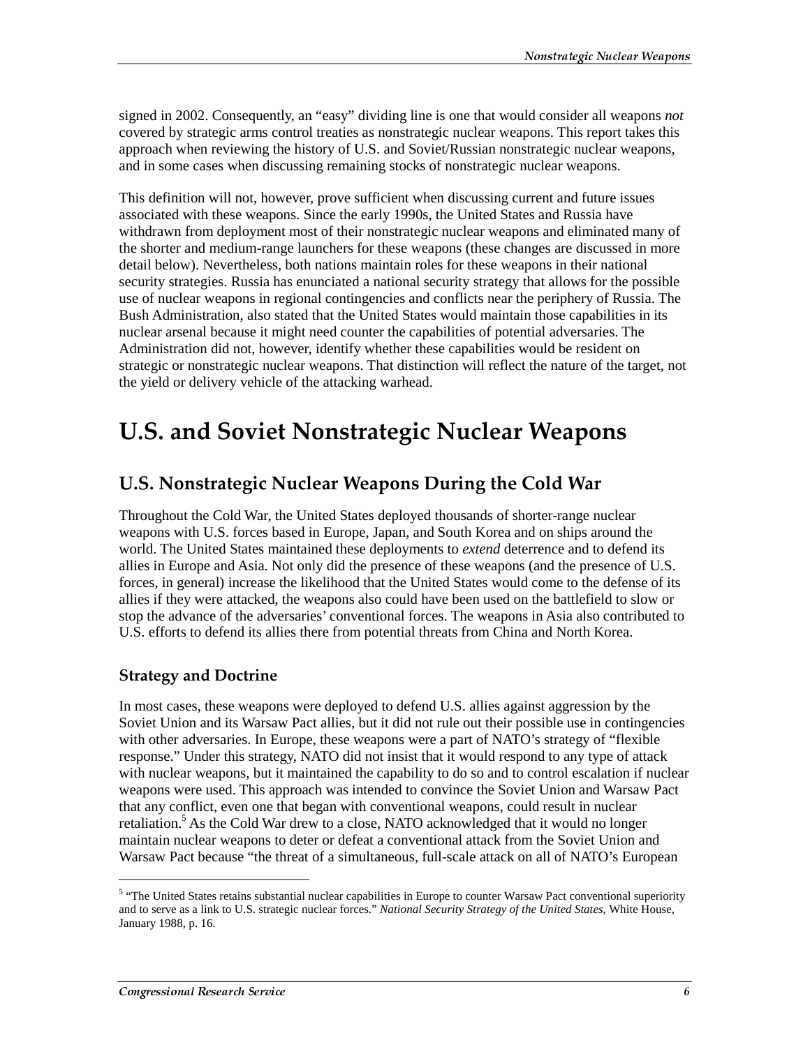signed in 2002. Consequently, an "easy" dividing line is one that would consider all weapons *not* covered by strategic arms control treaties as nonstrategic nuclear weapons. This report takes this approach when reviewing the history of U.S. and Soviet/Russian nonstrategic nuclear weapons, and in some cases when discussing remaining stocks of nonstrategic nuclear weapons.

This definition will not, however, prove sufficient when discussing current and future issues associated with these weapons. Since the early 1990s, the United States and Russia have withdrawn from deployment most of their nonstrategic nuclear weapons and eliminated many of the shorter and medium-range launchers for these weapons (these changes are discussed in more detail below). Nevertheless, both nations maintain roles for these weapons in their national security strategies. Russia has enunciated a national security strategy that allows for the possible use of nuclear weapons in regional contingencies and conflicts near the periphery of Russia. The Bush Administration, also stated that the United States would maintain those capabilities in its nuclear arsenal because it might need counter the capabilities of potential adversaries. The Administration did not, however, identify whether these capabilities would be resident on strategic or nonstrategic nuclear weapons. That distinction will reflect the nature of the target, not the yield or delivery vehicle of the attacking warhead.

# U.S. and Soviet Nonstrategic Nuclear Weapons

## U.S. Nonstrategic Nuclear Weapons During the Cold War

Throughout the Cold War, the United States deployed thousands of shorter-range nuclear weapons with U.S. forces based in Europe, Japan, and South Korea and on ships around the world. The United States maintained these deployments to *extend* deterrence and to defend its allies in Europe and Asia. Not only did the presence of these weapons (and the presence of U.S. forces, in general) increase the likelihood that the United States would come to the defense of its allies if they were attacked, the weapons also could have been used on the battlefield to slow or stop the advance of the adversaries' conventional forces. The weapons in Asia also contributed to U.S. efforts to defend its allies there from potential threats from China and North Korea.

### Strategy and Doctrine

In most cases, these weapons were deployed to defend U.S. allies against aggression by the Soviet Union and its Warsaw Pact allies, but it did not rule out their possible use in contingencies with other adversaries. In Europe, these weapons were a part of NATO's strategy of "flexible response." Under this strategy, NATO did not insist that it would respond to any type of attack with nuclear weapons, but it maintained the capability to do so and to control escalation if nuclear weapons were used. This approach was intended to convince the Soviet Union and Warsaw Pact that any conflict, even one that began with conventional weapons, could result in nuclear retaliation.[5] As the Cold War drew to a close, NATO acknowledged that it would no longer maintain nuclear weapons to deter or defeat a conventional attack from the Soviet Union and Warsaw Pact because "the threat of a simultaneous, full-scale attack on all of NATO's European

---

[5] "The United States retains substantial nuclear capabilities in Europe to counter Warsaw Pact conventional superiority and to serve as a link to U.S. strategic nuclear forces." *National Security Strategy of the United States*, White House, January 1988, p. 16.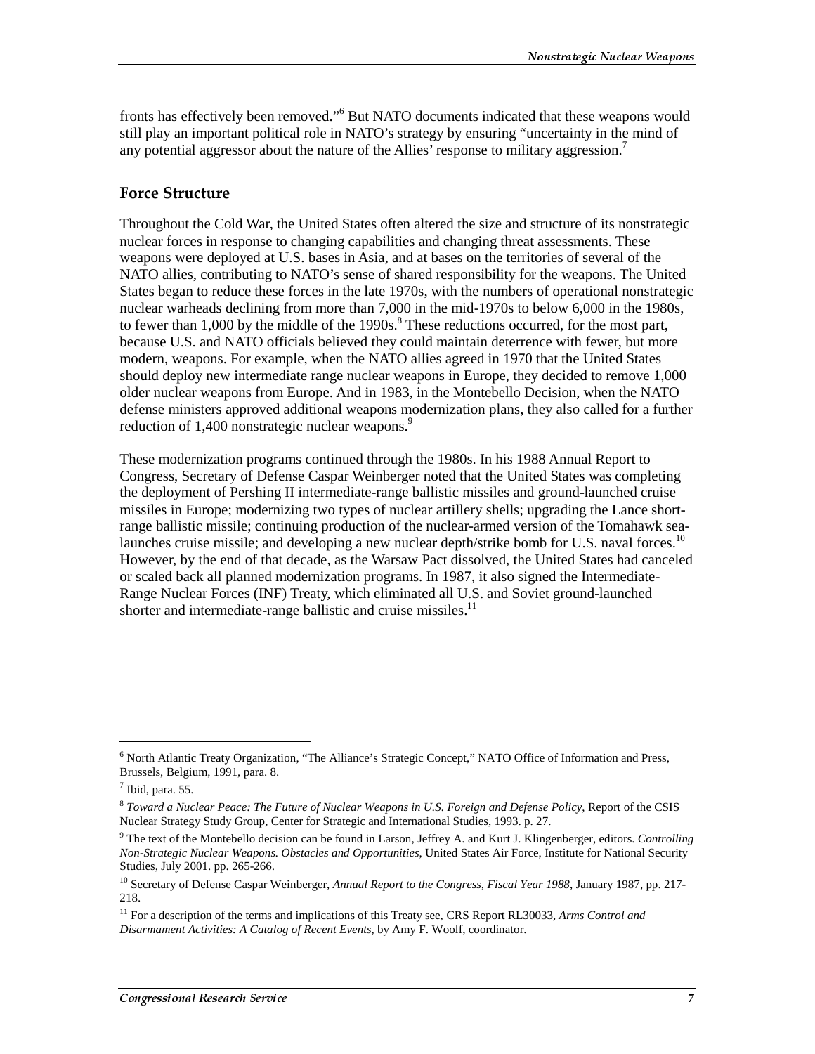fronts has effectively been removed."[6] But NATO documents indicated that these weapons would still play an important political role in NATO's strategy by ensuring "uncertainty in the mind of any potential aggressor about the nature of the Allies' response to military aggression.[7]

## Force Structure

Throughout the Cold War, the United States often altered the size and structure of its nonstrategic nuclear forces in response to changing capabilities and changing threat assessments. These weapons were deployed at U.S. bases in Asia, and at bases on the territories of several of the NATO allies, contributing to NATO's sense of shared responsibility for the weapons. The United States began to reduce these forces in the late 1970s, with the numbers of operational nonstrategic nuclear warheads declining from more than 7,000 in the mid-1970s to below 6,000 in the 1980s, to fewer than 1,000 by the middle of the 1990s.[8] These reductions occurred, for the most part, because U.S. and NATO officials believed they could maintain deterrence with fewer, but more modern, weapons. For example, when the NATO allies agreed in 1970 that the United States should deploy new intermediate range nuclear weapons in Europe, they decided to remove 1,000 older nuclear weapons from Europe. And in 1983, in the Montebello Decision, when the NATO defense ministers approved additional weapons modernization plans, they also called for a further reduction of 1,400 nonstrategic nuclear weapons.[9]

These modernization programs continued through the 1980s. In his 1988 Annual Report to Congress, Secretary of Defense Caspar Weinberger noted that the United States was completing the deployment of Pershing II intermediate-range ballistic missiles and ground-launched cruise missiles in Europe; modernizing two types of nuclear artillery shells; upgrading the Lance short-range ballistic missile; continuing production of the nuclear-armed version of the Tomahawk sea-launches cruise missile; and developing a new nuclear depth/strike bomb for U.S. naval forces.[10] However, by the end of that decade, as the Warsaw Pact dissolved, the United States had canceled or scaled back all planned modernization programs. In 1987, it also signed the Intermediate-Range Nuclear Forces (INF) Treaty, which eliminated all U.S. and Soviet ground-launched shorter and intermediate-range ballistic and cruise missiles.[11]

---

[6] North Atlantic Treaty Organization, "The Alliance's Strategic Concept," NATO Office of Information and Press, Brussels, Belgium, 1991, para. 8.

[7] Ibid, para. 55.

[8] *Toward a Nuclear Peace: The Future of Nuclear Weapons in U.S. Foreign and Defense Policy*, Report of the CSIS Nuclear Strategy Study Group, Center for Strategic and International Studies, 1993. p. 27.

[9] The text of the Montebello decision can be found in Larson, Jeffrey A. and Kurt J. Klingenberger, editors. *Controlling Non-Strategic Nuclear Weapons. Obstacles and Opportunities*, United States Air Force, Institute for National Security Studies, July 2001. pp. 265-266.

[10] Secretary of Defense Caspar Weinberger, *Annual Report to the Congress, Fiscal Year 1988*, January 1987, pp. 217-218.

[11] For a description of the terms and implications of this Treaty see, CRS Report RL30033, *Arms Control and Disarmament Activities: A Catalog of Recent Events*, by Amy F. Woolf, coordinator.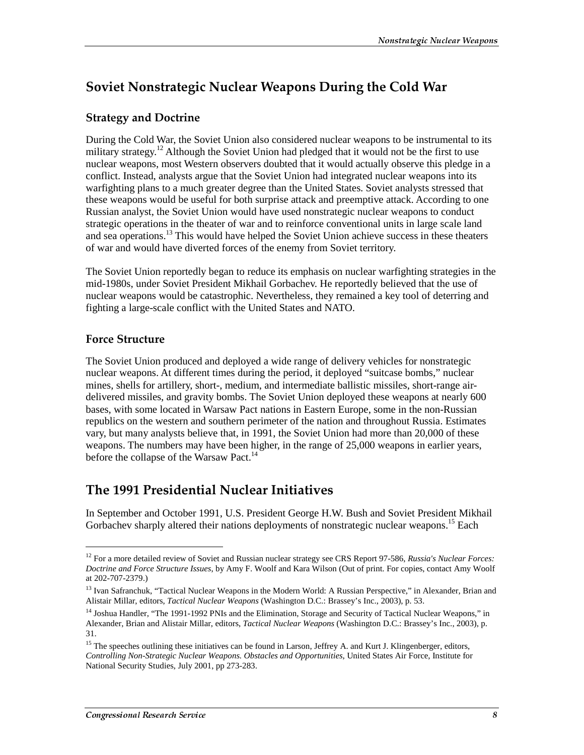## Soviet Nonstrategic Nuclear Weapons During the Cold War

### Strategy and Doctrine

During the Cold War, the Soviet Union also considered nuclear weapons to be instrumental to its military strategy.[12] Although the Soviet Union had pledged that it would not be the first to use nuclear weapons, most Western observers doubted that it would actually observe this pledge in a conflict. Instead, analysts argue that the Soviet Union had integrated nuclear weapons into its warfighting plans to a much greater degree than the United States. Soviet analysts stressed that these weapons would be useful for both surprise attack and preemptive attack. According to one Russian analyst, the Soviet Union would have used nonstrategic nuclear weapons to conduct strategic operations in the theater of war and to reinforce conventional units in large scale land and sea operations.[13] This would have helped the Soviet Union achieve success in these theaters of war and would have diverted forces of the enemy from Soviet territory.

The Soviet Union reportedly began to reduce its emphasis on nuclear warfighting strategies in the mid-1980s, under Soviet President Mikhail Gorbachev. He reportedly believed that the use of nuclear weapons would be catastrophic. Nevertheless, they remained a key tool of deterring and fighting a large-scale conflict with the United States and NATO.

### Force Structure

The Soviet Union produced and deployed a wide range of delivery vehicles for nonstrategic nuclear weapons. At different times during the period, it deployed "suitcase bombs," nuclear mines, shells for artillery, short-, medium, and intermediate ballistic missiles, short-range air-delivered missiles, and gravity bombs. The Soviet Union deployed these weapons at nearly 600 bases, with some located in Warsaw Pact nations in Eastern Europe, some in the non-Russian republics on the western and southern perimeter of the nation and throughout Russia. Estimates vary, but many analysts believe that, in 1991, the Soviet Union had more than 20,000 of these weapons. The numbers may have been higher, in the range of 25,000 weapons in earlier years, before the collapse of the Warsaw Pact.[14]

## The 1991 Presidential Nuclear Initiatives

In September and October 1991, U.S. President George H.W. Bush and Soviet President Mikhail Gorbachev sharply altered their nations deployments of nonstrategic nuclear weapons.[15] Each

---

[12] For a more detailed review of Soviet and Russian nuclear strategy see CRS Report 97-586, *Russia's Nuclear Forces: Doctrine and Force Structure Issues*, by Amy F. Woolf and Kara Wilson (Out of print. For copies, contact Amy Woolf at 202-707-2379.)

[13] Ivan Safranchuk, "Tactical Nuclear Weapons in the Modern World: A Russian Perspective," in Alexander, Brian and Alistair Millar, editors, *Tactical Nuclear Weapons* (Washington D.C.: Brassey's Inc., 2003), p. 53.

[14] Joshua Handler, "The 1991-1992 PNIs and the Elimination, Storage and Security of Tactical Nuclear Weapons," in Alexander, Brian and Alistair Millar, editors, *Tactical Nuclear Weapons* (Washington D.C.: Brassey's Inc., 2003), p. 31.

[15] The speeches outlining these initiatives can be found in Larson, Jeffrey A. and Kurt J. Klingenberger, editors, *Controlling Non-Strategic Nuclear Weapons. Obstacles and Opportunities*, United States Air Force, Institute for National Security Studies, July 2001, pp 273-283.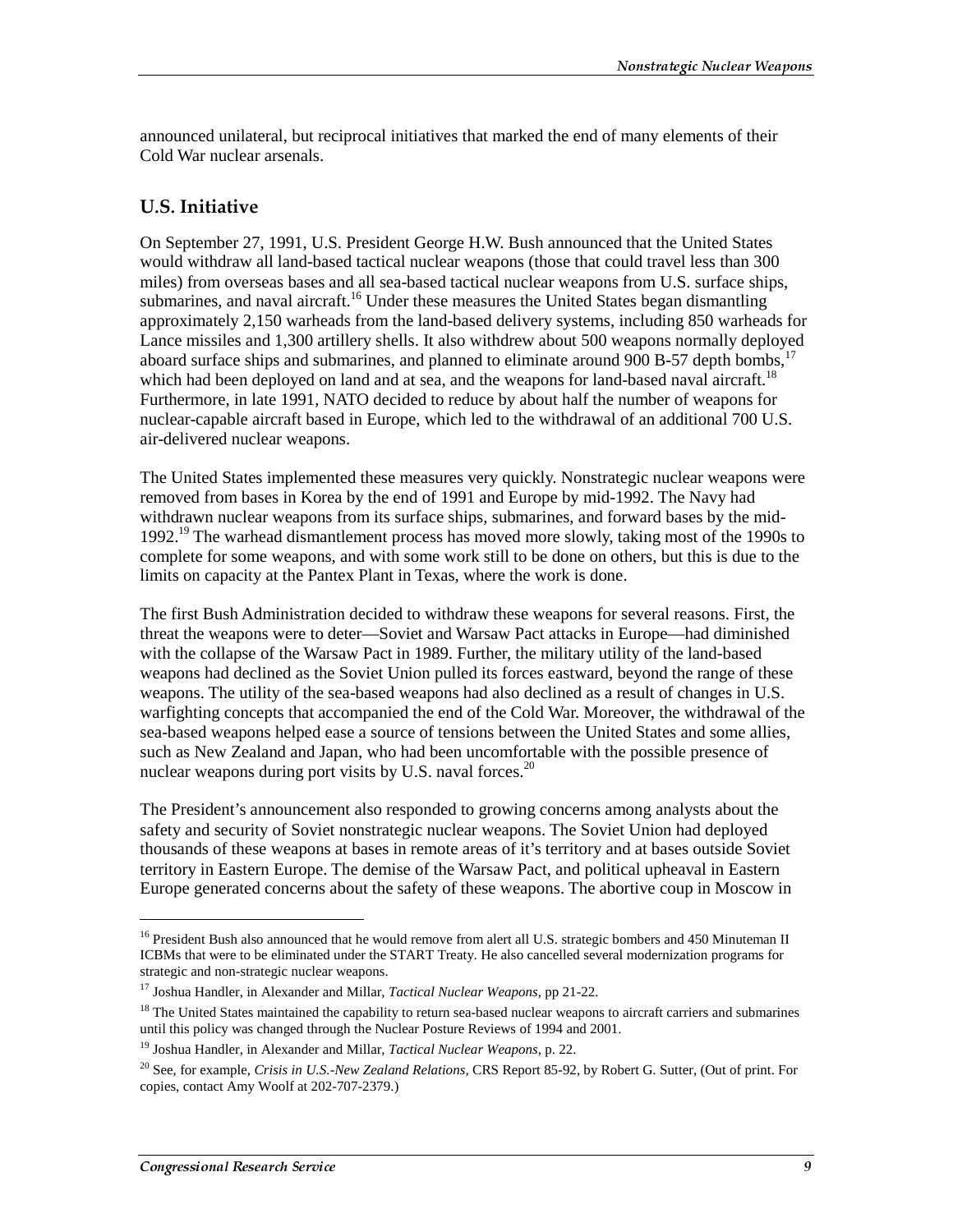announced unilateral, but reciprocal initiatives that marked the end of many elements of their Cold War nuclear arsenals.

## U.S. Initiative

On September 27, 1991, U.S. President George H.W. Bush announced that the United States would withdraw all land-based tactical nuclear weapons (those that could travel less than 300 miles) from overseas bases and all sea-based tactical nuclear weapons from U.S. surface ships, submarines, and naval aircraft.[16] Under these measures the United States began dismantling approximately 2,150 warheads from the land-based delivery systems, including 850 warheads for Lance missiles and 1,300 artillery shells. It also withdrew about 500 weapons normally deployed aboard surface ships and submarines, and planned to eliminate around 900 B-57 depth bombs,[17] which had been deployed on land and at sea, and the weapons for land-based naval aircraft.[18] Furthermore, in late 1991, NATO decided to reduce by about half the number of weapons for nuclear-capable aircraft based in Europe, which led to the withdrawal of an additional 700 U.S. air-delivered nuclear weapons.

The United States implemented these measures very quickly. Nonstrategic nuclear weapons were removed from bases in Korea by the end of 1991 and Europe by mid-1992. The Navy had withdrawn nuclear weapons from its surface ships, submarines, and forward bases by the mid-1992.[19] The warhead dismantlement process has moved more slowly, taking most of the 1990s to complete for some weapons, and with some work still to be done on others, but this is due to the limits on capacity at the Pantex Plant in Texas, where the work is done.

The first Bush Administration decided to withdraw these weapons for several reasons. First, the threat the weapons were to deter—Soviet and Warsaw Pact attacks in Europe—had diminished with the collapse of the Warsaw Pact in 1989. Further, the military utility of the land-based weapons had declined as the Soviet Union pulled its forces eastward, beyond the range of these weapons. The utility of the sea-based weapons had also declined as a result of changes in U.S. warfighting concepts that accompanied the end of the Cold War. Moreover, the withdrawal of the sea-based weapons helped ease a source of tensions between the United States and some allies, such as New Zealand and Japan, who had been uncomfortable with the possible presence of nuclear weapons during port visits by U.S. naval forces.[20]

The President's announcement also responded to growing concerns among analysts about the safety and security of Soviet nonstrategic nuclear weapons. The Soviet Union had deployed thousands of these weapons at bases in remote areas of it's territory and at bases outside Soviet territory in Eastern Europe. The demise of the Warsaw Pact, and political upheaval in Eastern Europe generated concerns about the safety of these weapons. The abortive coup in Moscow in

---

[16] President Bush also announced that he would remove from alert all U.S. strategic bombers and 450 Minuteman II ICBMs that were to be eliminated under the START Treaty. He also cancelled several modernization programs for strategic and non-strategic nuclear weapons.

[17] Joshua Handler, in Alexander and Millar, *Tactical Nuclear Weapons*, pp 21-22.

[18] The United States maintained the capability to return sea-based nuclear weapons to aircraft carriers and submarines until this policy was changed through the Nuclear Posture Reviews of 1994 and 2001.

[19] Joshua Handler, in Alexander and Millar, *Tactical Nuclear Weapons*, p. 22.

[20] See, for example, *Crisis in U.S.-New Zealand Relations*, CRS Report 85-92, by Robert G. Sutter, (Out of print. For copies, contact Amy Woolf at 202-707-2379.)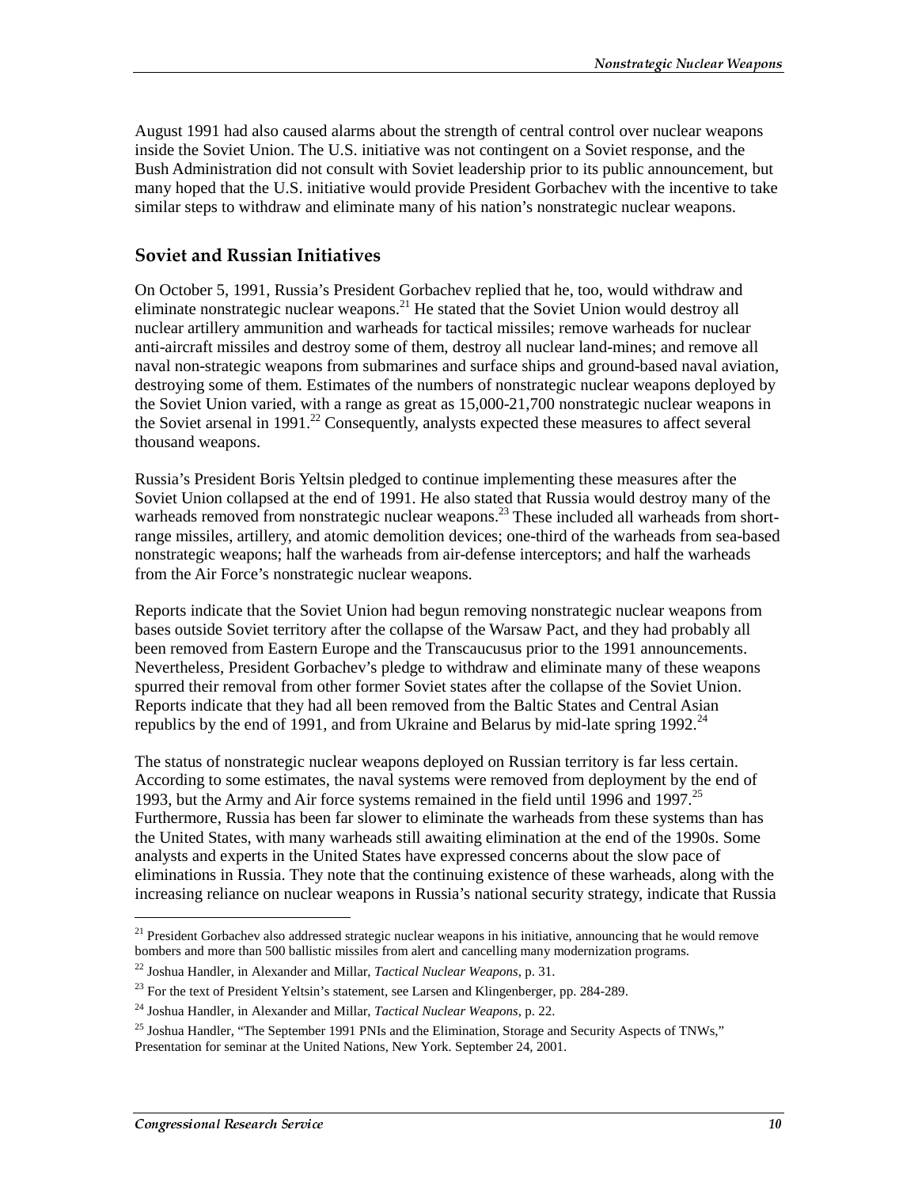August 1991 had also caused alarms about the strength of central control over nuclear weapons inside the Soviet Union. The U.S. initiative was not contingent on a Soviet response, and the Bush Administration did not consult with Soviet leadership prior to its public announcement, but many hoped that the U.S. initiative would provide President Gorbachev with the incentive to take similar steps to withdraw and eliminate many of his nation's nonstrategic nuclear weapons.

## Soviet and Russian Initiatives

On October 5, 1991, Russia's President Gorbachev replied that he, too, would withdraw and eliminate nonstrategic nuclear weapons.[21] He stated that the Soviet Union would destroy all nuclear artillery ammunition and warheads for tactical missiles; remove warheads for nuclear anti-aircraft missiles and destroy some of them, destroy all nuclear land-mines; and remove all naval non-strategic weapons from submarines and surface ships and ground-based naval aviation, destroying some of them. Estimates of the numbers of nonstrategic nuclear weapons deployed by the Soviet Union varied, with a range as great as 15,000-21,700 nonstrategic nuclear weapons in the Soviet arsenal in 1991.[22] Consequently, analysts expected these measures to affect several thousand weapons.

Russia's President Boris Yeltsin pledged to continue implementing these measures after the Soviet Union collapsed at the end of 1991. He also stated that Russia would destroy many of the warheads removed from nonstrategic nuclear weapons.[23] These included all warheads from short-range missiles, artillery, and atomic demolition devices; one-third of the warheads from sea-based nonstrategic weapons; half the warheads from air-defense interceptors; and half the warheads from the Air Force's nonstrategic nuclear weapons.

Reports indicate that the Soviet Union had begun removing nonstrategic nuclear weapons from bases outside Soviet territory after the collapse of the Warsaw Pact, and they had probably all been removed from Eastern Europe and the Transcaucusus prior to the 1991 announcements. Nevertheless, President Gorbachev's pledge to withdraw and eliminate many of these weapons spurred their removal from other former Soviet states after the collapse of the Soviet Union. Reports indicate that they had all been removed from the Baltic States and Central Asian republics by the end of 1991, and from Ukraine and Belarus by mid-late spring 1992.[24]

The status of nonstrategic nuclear weapons deployed on Russian territory is far less certain. According to some estimates, the naval systems were removed from deployment by the end of 1993, but the Army and Air force systems remained in the field until 1996 and 1997.[25] Furthermore, Russia has been far slower to eliminate the warheads from these systems than has the United States, with many warheads still awaiting elimination at the end of the 1990s. Some analysts and experts in the United States have expressed concerns about the slow pace of eliminations in Russia. They note that the continuing existence of these warheads, along with the increasing reliance on nuclear weapons in Russia's national security strategy, indicate that Russia

---

[21] President Gorbachev also addressed strategic nuclear weapons in his initiative, announcing that he would remove bombers and more than 500 ballistic missiles from alert and cancelling many modernization programs.

[22] Joshua Handler, in Alexander and Millar, *Tactical Nuclear Weapons*, p. 31.

[23] For the text of President Yeltsin's statement, see Larsen and Klingenberger, pp. 284-289.

[24] Joshua Handler, in Alexander and Millar, *Tactical Nuclear Weapons*, p. 22.

[25] Joshua Handler, "The September 1991 PNIs and the Elimination, Storage and Security Aspects of TNWs," Presentation for seminar at the United Nations, New York. September 24, 2001.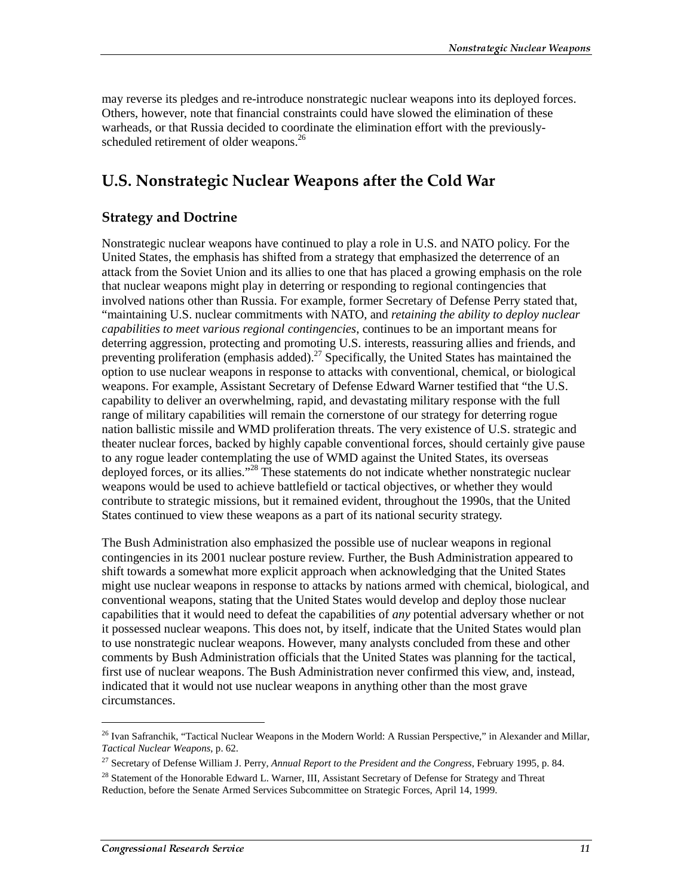may reverse its pledges and re-introduce nonstrategic nuclear weapons into its deployed forces. Others, however, note that financial constraints could have slowed the elimination of these warheads, or that Russia decided to coordinate the elimination effort with the previously-scheduled retirement of older weapons.[26]

## U.S. Nonstrategic Nuclear Weapons after the Cold War

### Strategy and Doctrine

Nonstrategic nuclear weapons have continued to play a role in U.S. and NATO policy. For the United States, the emphasis has shifted from a strategy that emphasized the deterrence of an attack from the Soviet Union and its allies to one that has placed a growing emphasis on the role that nuclear weapons might play in deterring or responding to regional contingencies that involved nations other than Russia. For example, former Secretary of Defense Perry stated that, "maintaining U.S. nuclear commitments with NATO, and *retaining the ability to deploy nuclear capabilities to meet various regional contingencies*, continues to be an important means for deterring aggression, protecting and promoting U.S. interests, reassuring allies and friends, and preventing proliferation (emphasis added).[27] Specifically, the United States has maintained the option to use nuclear weapons in response to attacks with conventional, chemical, or biological weapons. For example, Assistant Secretary of Defense Edward Warner testified that "the U.S. capability to deliver an overwhelming, rapid, and devastating military response with the full range of military capabilities will remain the cornerstone of our strategy for deterring rogue nation ballistic missile and WMD proliferation threats. The very existence of U.S. strategic and theater nuclear forces, backed by highly capable conventional forces, should certainly give pause to any rogue leader contemplating the use of WMD against the United States, its overseas deployed forces, or its allies."[28] These statements do not indicate whether nonstrategic nuclear weapons would be used to achieve battlefield or tactical objectives, or whether they would contribute to strategic missions, but it remained evident, throughout the 1990s, that the United States continued to view these weapons as a part of its national security strategy.

The Bush Administration also emphasized the possible use of nuclear weapons in regional contingencies in its 2001 nuclear posture review. Further, the Bush Administration appeared to shift towards a somewhat more explicit approach when acknowledging that the United States might use nuclear weapons in response to attacks by nations armed with chemical, biological, and conventional weapons, stating that the United States would develop and deploy those nuclear capabilities that it would need to defeat the capabilities of *any* potential adversary whether or not it possessed nuclear weapons. This does not, by itself, indicate that the United States would plan to use nonstrategic nuclear weapons. However, many analysts concluded from these and other comments by Bush Administration officials that the United States was planning for the tactical, first use of nuclear weapons. The Bush Administration never confirmed this view, and, instead, indicated that it would not use nuclear weapons in anything other than the most grave circumstances.

---

[26] Ivan Safranchik, "Tactical Nuclear Weapons in the Modern World: A Russian Perspective," in Alexander and Millar, *Tactical Nuclear Weapons*, p. 62.

[27] Secretary of Defense William J. Perry, *Annual Report to the President and the Congress*, February 1995, p. 84.

[28] Statement of the Honorable Edward L. Warner, III, Assistant Secretary of Defense for Strategy and Threat Reduction, before the Senate Armed Services Subcommittee on Strategic Forces, April 14, 1999.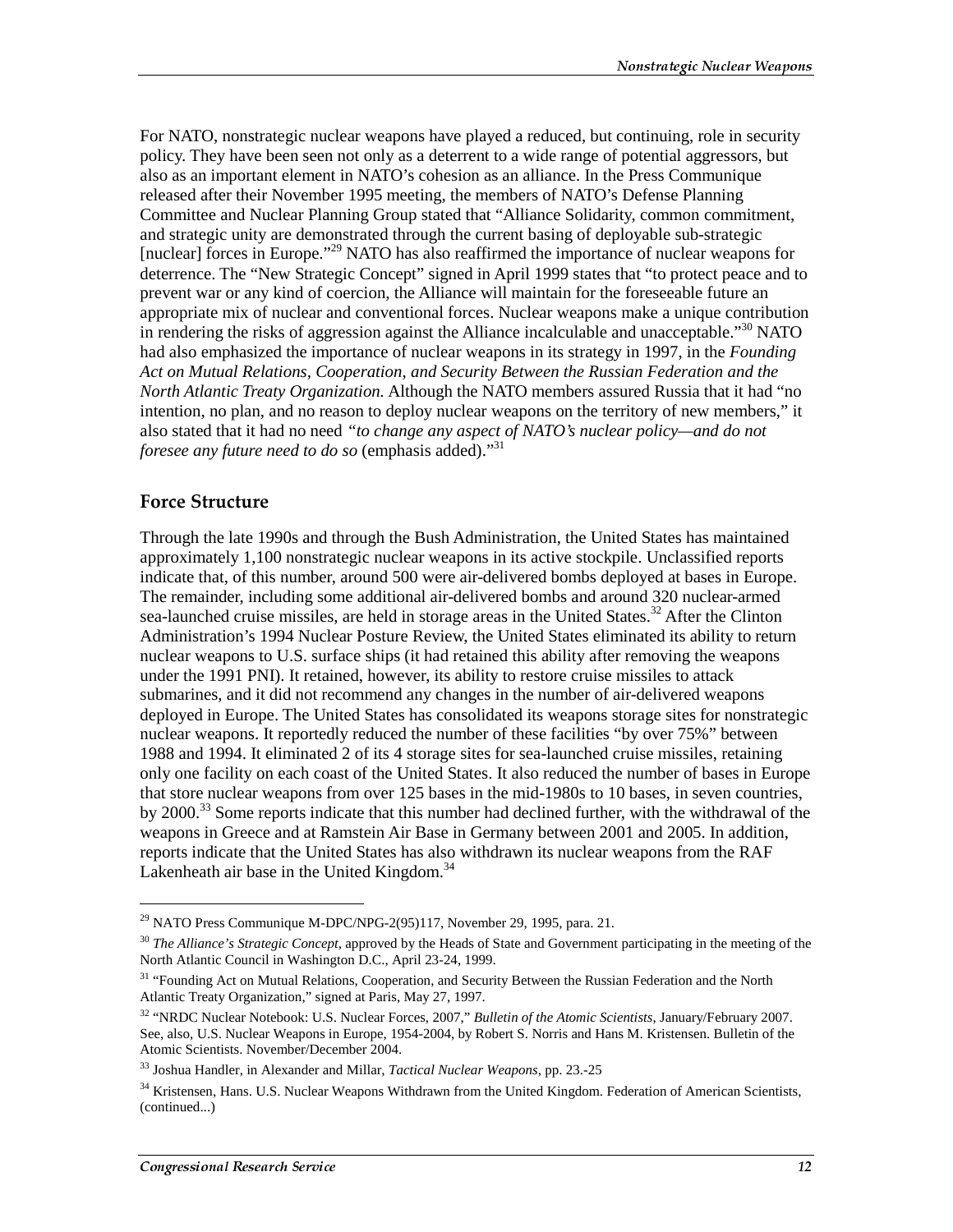For NATO, nonstrategic nuclear weapons have played a reduced, but continuing, role in security policy. They have been seen not only as a deterrent to a wide range of potential aggressors, but also as an important element in NATO's cohesion as an alliance. In the Press Communique released after their November 1995 meeting, the members of NATO's Defense Planning Committee and Nuclear Planning Group stated that "Alliance Solidarity, common commitment, and strategic unity are demonstrated through the current basing of deployable sub-strategic [nuclear] forces in Europe."[29] NATO has also reaffirmed the importance of nuclear weapons for deterrence. The "New Strategic Concept" signed in April 1999 states that "to protect peace and to prevent war or any kind of coercion, the Alliance will maintain for the foreseeable future an appropriate mix of nuclear and conventional forces. Nuclear weapons make a unique contribution in rendering the risks of aggression against the Alliance incalculable and unacceptable."[30] NATO had also emphasized the importance of nuclear weapons in its strategy in 1997, in the *Founding Act on Mutual Relations, Cooperation, and Security Between the Russian Federation and the North Atlantic Treaty Organization.* Although the NATO members assured Russia that it had "no intention, no plan, and no reason to deploy nuclear weapons on the territory of new members," it also stated that it had no need *"to change any aspect of NATO's nuclear policy—and do not foresee any future need to do so* (emphasis added)."[31]

## Force Structure

Through the late 1990s and through the Bush Administration, the United States has maintained approximately 1,100 nonstrategic nuclear weapons in its active stockpile. Unclassified reports indicate that, of this number, around 500 were air-delivered bombs deployed at bases in Europe. The remainder, including some additional air-delivered bombs and around 320 nuclear-armed sea-launched cruise missiles, are held in storage areas in the United States.[32] After the Clinton Administration's 1994 Nuclear Posture Review, the United States eliminated its ability to return nuclear weapons to U.S. surface ships (it had retained this ability after removing the weapons under the 1991 PNI). It retained, however, its ability to restore cruise missiles to attack submarines, and it did not recommend any changes in the number of air-delivered weapons deployed in Europe. The United States has consolidated its weapons storage sites for nonstrategic nuclear weapons. It reportedly reduced the number of these facilities "by over 75%" between 1988 and 1994. It eliminated 2 of its 4 storage sites for sea-launched cruise missiles, retaining only one facility on each coast of the United States. It also reduced the number of bases in Europe that store nuclear weapons from over 125 bases in the mid-1980s to 10 bases, in seven countries, by 2000.[33] Some reports indicate that this number had declined further, with the withdrawal of the weapons in Greece and at Ramstein Air Base in Germany between 2001 and 2005. In addition, reports indicate that the United States has also withdrawn its nuclear weapons from the RAF Lakenheath air base in the United Kingdom.[34]

---

[29] NATO Press Communique M-DPC/NPG-2(95)117, November 29, 1995, para. 21.

[30] *The Alliance's Strategic Concept*, approved by the Heads of State and Government participating in the meeting of the North Atlantic Council in Washington D.C., April 23-24, 1999.

[31] "Founding Act on Mutual Relations, Cooperation, and Security Between the Russian Federation and the North Atlantic Treaty Organization," signed at Paris, May 27, 1997.

[32] "NRDC Nuclear Notebook: U.S. Nuclear Forces, 2007," *Bulletin of the Atomic Scientists*, January/February 2007. See, also, U.S. Nuclear Weapons in Europe, 1954-2004, by Robert S. Norris and Hans M. Kristensen. Bulletin of the Atomic Scientists. November/December 2004.

[33] Joshua Handler, in Alexander and Millar, *Tactical Nuclear Weapons*, pp. 23.-25

[34] Kristensen, Hans. U.S. Nuclear Weapons Withdrawn from the United Kingdom. Federation of American Scientists, (continued...)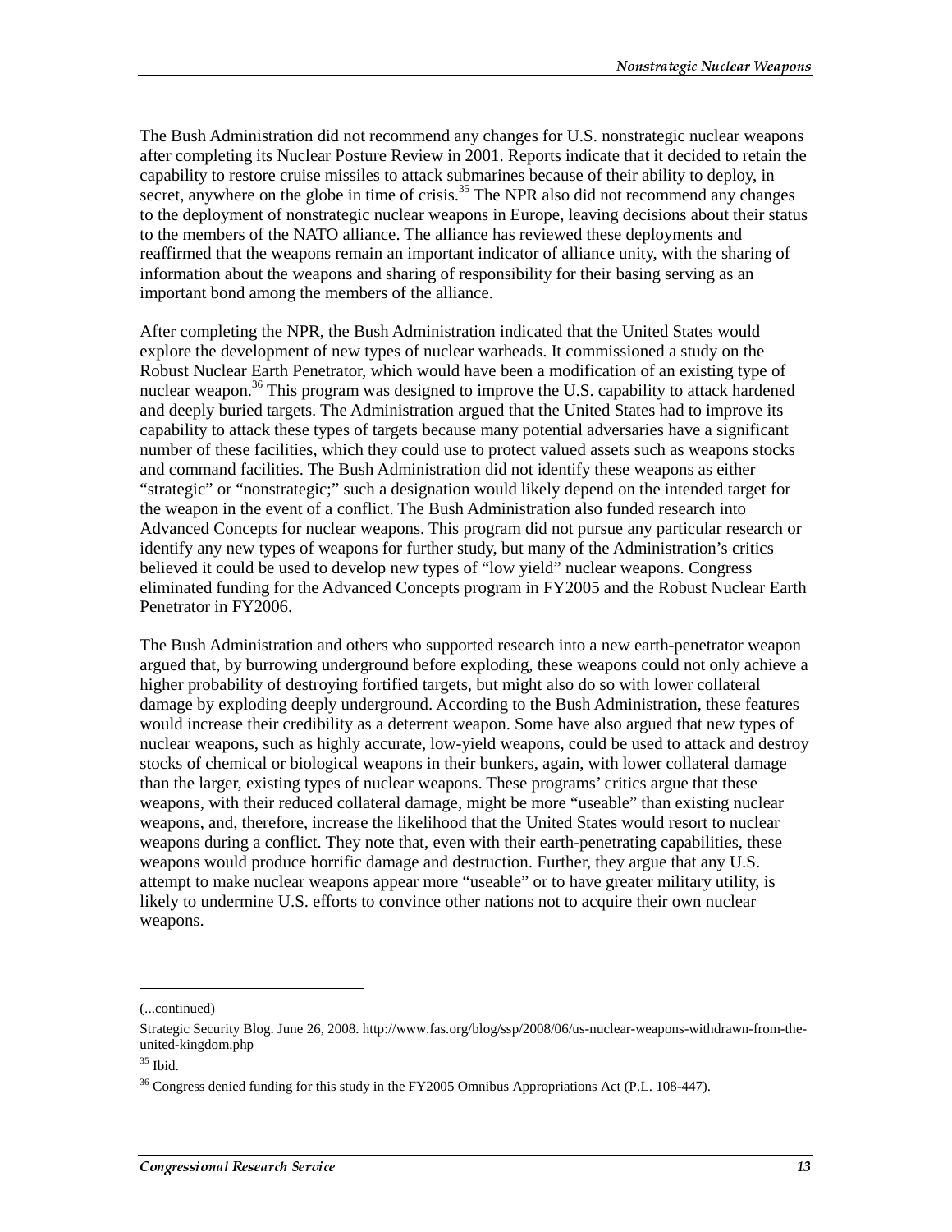The Bush Administration did not recommend any changes for U.S. nonstrategic nuclear weapons after completing its Nuclear Posture Review in 2001. Reports indicate that it decided to retain the capability to restore cruise missiles to attack submarines because of their ability to deploy, in secret, anywhere on the globe in time of crisis.[35] The NPR also did not recommend any changes to the deployment of nonstrategic nuclear weapons in Europe, leaving decisions about their status to the members of the NATO alliance. The alliance has reviewed these deployments and reaffirmed that the weapons remain an important indicator of alliance unity, with the sharing of information about the weapons and sharing of responsibility for their basing serving as an important bond among the members of the alliance.

After completing the NPR, the Bush Administration indicated that the United States would explore the development of new types of nuclear warheads. It commissioned a study on the Robust Nuclear Earth Penetrator, which would have been a modification of an existing type of nuclear weapon.[36] This program was designed to improve the U.S. capability to attack hardened and deeply buried targets. The Administration argued that the United States had to improve its capability to attack these types of targets because many potential adversaries have a significant number of these facilities, which they could use to protect valued assets such as weapons stocks and command facilities. The Bush Administration did not identify these weapons as either "strategic" or "nonstrategic;" such a designation would likely depend on the intended target for the weapon in the event of a conflict. The Bush Administration also funded research into Advanced Concepts for nuclear weapons. This program did not pursue any particular research or identify any new types of weapons for further study, but many of the Administration's critics believed it could be used to develop new types of "low yield" nuclear weapons. Congress eliminated funding for the Advanced Concepts program in FY2005 and the Robust Nuclear Earth Penetrator in FY2006.

The Bush Administration and others who supported research into a new earth-penetrator weapon argued that, by burrowing underground before exploding, these weapons could not only achieve a higher probability of destroying fortified targets, but might also do so with lower collateral damage by exploding deeply underground. According to the Bush Administration, these features would increase their credibility as a deterrent weapon. Some have also argued that new types of nuclear weapons, such as highly accurate, low-yield weapons, could be used to attack and destroy stocks of chemical or biological weapons in their bunkers, again, with lower collateral damage than the larger, existing types of nuclear weapons. These programs' critics argue that these weapons, with their reduced collateral damage, might be more "useable" than existing nuclear weapons, and, therefore, increase the likelihood that the United States would resort to nuclear weapons during a conflict. They note that, even with their earth-penetrating capabilities, these weapons would produce horrific damage and destruction. Further, they argue that any U.S. attempt to make nuclear weapons appear more "useable" or to have greater military utility, is likely to undermine U.S. efforts to convince other nations not to acquire their own nuclear weapons.

---

(...continued)

Strategic Security Blog. June 26, 2008. http://www.fas.org/blog/ssp/2008/06/us-nuclear-weapons-withdrawn-from-the-united-kingdom.php

[35] Ibid.

[36] Congress denied funding for this study in the FY2005 Omnibus Appropriations Act (P.L. 108-447).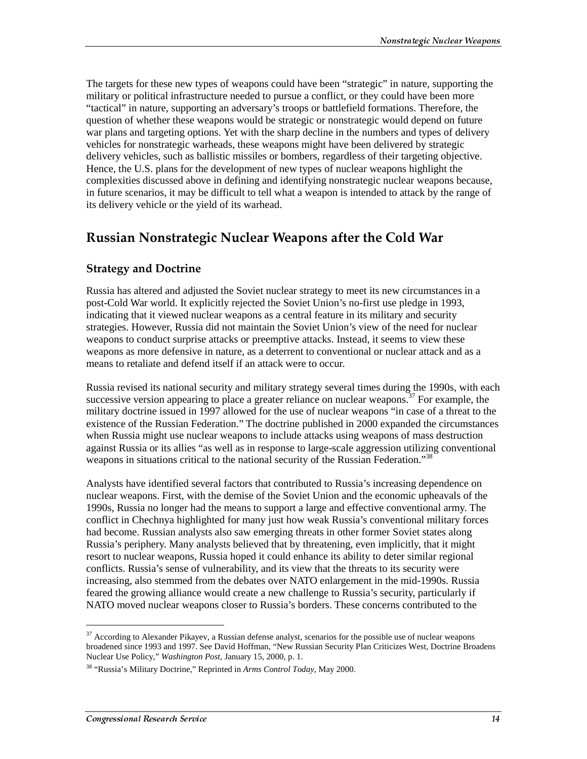The targets for these new types of weapons could have been "strategic" in nature, supporting the military or political infrastructure needed to pursue a conflict, or they could have been more "tactical" in nature, supporting an adversary's troops or battlefield formations. Therefore, the question of whether these weapons would be strategic or nonstrategic would depend on future war plans and targeting options. Yet with the sharp decline in the numbers and types of delivery vehicles for nonstrategic warheads, these weapons might have been delivered by strategic delivery vehicles, such as ballistic missiles or bombers, regardless of their targeting objective. Hence, the U.S. plans for the development of new types of nuclear weapons highlight the complexities discussed above in defining and identifying nonstrategic nuclear weapons because, in future scenarios, it may be difficult to tell what a weapon is intended to attack by the range of its delivery vehicle or the yield of its warhead.

## Russian Nonstrategic Nuclear Weapons after the Cold War

### Strategy and Doctrine

Russia has altered and adjusted the Soviet nuclear strategy to meet its new circumstances in a post-Cold War world. It explicitly rejected the Soviet Union's no-first use pledge in 1993, indicating that it viewed nuclear weapons as a central feature in its military and security strategies. However, Russia did not maintain the Soviet Union's view of the need for nuclear weapons to conduct surprise attacks or preemptive attacks. Instead, it seems to view these weapons as more defensive in nature, as a deterrent to conventional or nuclear attack and as a means to retaliate and defend itself if an attack were to occur.

Russia revised its national security and military strategy several times during the 1990s, with each successive version appearing to place a greater reliance on nuclear weapons.[37] For example, the military doctrine issued in 1997 allowed for the use of nuclear weapons "in case of a threat to the existence of the Russian Federation." The doctrine published in 2000 expanded the circumstances when Russia might use nuclear weapons to include attacks using weapons of mass destruction against Russia or its allies "as well as in response to large-scale aggression utilizing conventional weapons in situations critical to the national security of the Russian Federation."[38]

Analysts have identified several factors that contributed to Russia's increasing dependence on nuclear weapons. First, with the demise of the Soviet Union and the economic upheavals of the 1990s, Russia no longer had the means to support a large and effective conventional army. The conflict in Chechnya highlighted for many just how weak Russia's conventional military forces had become. Russian analysts also saw emerging threats in other former Soviet states along Russia's periphery. Many analysts believed that by threatening, even implicitly, that it might resort to nuclear weapons, Russia hoped it could enhance its ability to deter similar regional conflicts. Russia's sense of vulnerability, and its view that the threats to its security were increasing, also stemmed from the debates over NATO enlargement in the mid-1990s. Russia feared the growing alliance would create a new challenge to Russia's security, particularly if NATO moved nuclear weapons closer to Russia's borders. These concerns contributed to the

---

[37] According to Alexander Pikayev, a Russian defense analyst, scenarios for the possible use of nuclear weapons broadened since 1993 and 1997. See David Hoffman, "New Russian Security Plan Criticizes West, Doctrine Broadens Nuclear Use Policy," *Washington Post*, January 15, 2000, p. 1.

[38] "Russia's Military Doctrine," Reprinted in *Arms Control Today*, May 2000.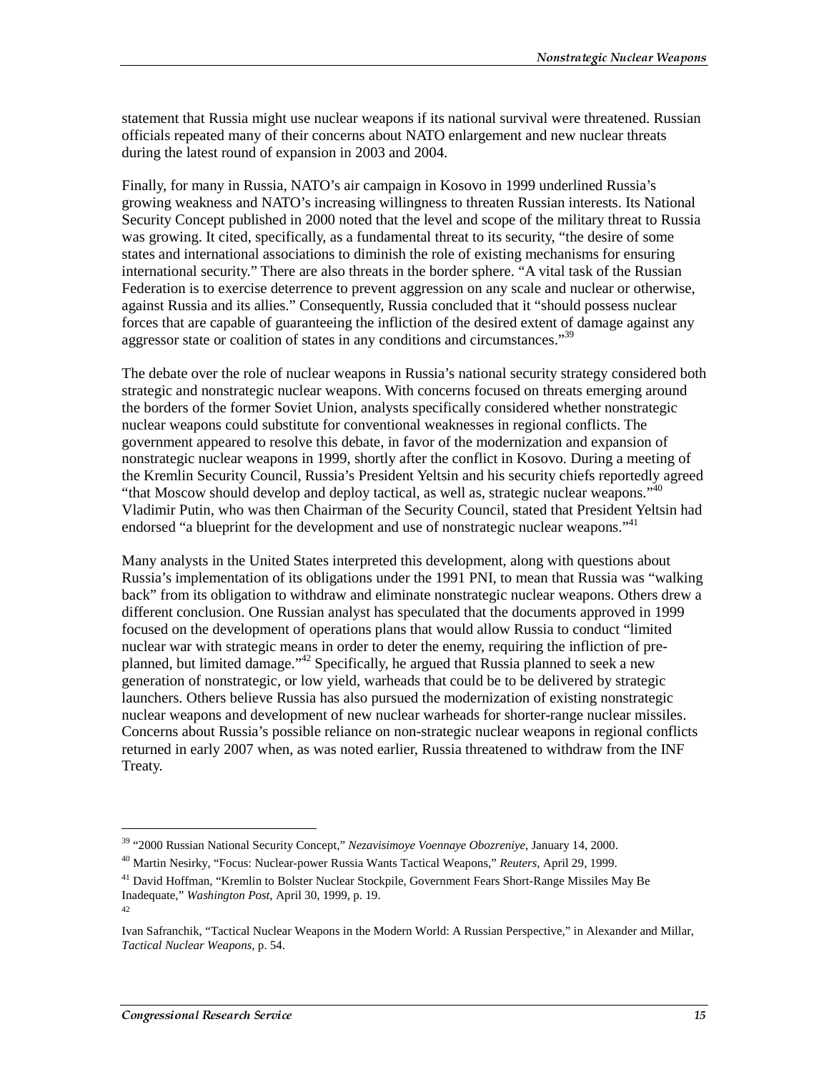statement that Russia might use nuclear weapons if its national survival were threatened. Russian officials repeated many of their concerns about NATO enlargement and new nuclear threats during the latest round of expansion in 2003 and 2004.

Finally, for many in Russia, NATO's air campaign in Kosovo in 1999 underlined Russia's growing weakness and NATO's increasing willingness to threaten Russian interests. Its National Security Concept published in 2000 noted that the level and scope of the military threat to Russia was growing. It cited, specifically, as a fundamental threat to its security, "the desire of some states and international associations to diminish the role of existing mechanisms for ensuring international security." There are also threats in the border sphere. "A vital task of the Russian Federation is to exercise deterrence to prevent aggression on any scale and nuclear or otherwise, against Russia and its allies." Consequently, Russia concluded that it "should possess nuclear forces that are capable of guaranteeing the infliction of the desired extent of damage against any aggressor state or coalition of states in any conditions and circumstances."[39]

The debate over the role of nuclear weapons in Russia's national security strategy considered both strategic and nonstrategic nuclear weapons. With concerns focused on threats emerging around the borders of the former Soviet Union, analysts specifically considered whether nonstrategic nuclear weapons could substitute for conventional weaknesses in regional conflicts. The government appeared to resolve this debate, in favor of the modernization and expansion of nonstrategic nuclear weapons in 1999, shortly after the conflict in Kosovo. During a meeting of the Kremlin Security Council, Russia's President Yeltsin and his security chiefs reportedly agreed "that Moscow should develop and deploy tactical, as well as, strategic nuclear weapons."[40] Vladimir Putin, who was then Chairman of the Security Council, stated that President Yeltsin had endorsed "a blueprint for the development and use of nonstrategic nuclear weapons."[41]

Many analysts in the United States interpreted this development, along with questions about Russia's implementation of its obligations under the 1991 PNI, to mean that Russia was "walking back" from its obligation to withdraw and eliminate nonstrategic nuclear weapons. Others drew a different conclusion. One Russian analyst has speculated that the documents approved in 1999 focused on the development of operations plans that would allow Russia to conduct "limited nuclear war with strategic means in order to deter the enemy, requiring the infliction of pre-planned, but limited damage."[42] Specifically, he argued that Russia planned to seek a new generation of nonstrategic, or low yield, warheads that could be to be delivered by strategic launchers. Others believe Russia has also pursued the modernization of existing nonstrategic nuclear weapons and development of new nuclear warheads for shorter-range nuclear missiles. Concerns about Russia's possible reliance on non-strategic nuclear weapons in regional conflicts returned in early 2007 when, as was noted earlier, Russia threatened to withdraw from the INF Treaty.

---

[39] "2000 Russian National Security Concept," *Nezavisimoye Voennaye Obozreniye*, January 14, 2000.

[40] Martin Nesirky, "Focus: Nuclear-power Russia Wants Tactical Weapons," *Reuters*, April 29, 1999.

[41] David Hoffman, "Kremlin to Bolster Nuclear Stockpile, Government Fears Short-Range Missiles May Be Inadequate," *Washington Post*, April 30, 1999, p. 19.

[42] Ivan Safranchik, "Tactical Nuclear Weapons in the Modern World: A Russian Perspective," in Alexander and Millar, *Tactical Nuclear Weapons*, p. 54.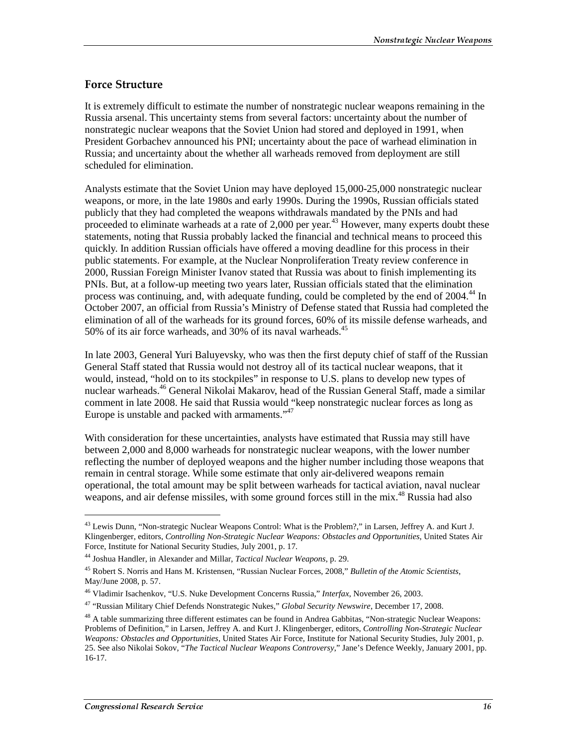## Force Structure

It is extremely difficult to estimate the number of nonstrategic nuclear weapons remaining in the Russia arsenal. This uncertainty stems from several factors: uncertainty about the number of nonstrategic nuclear weapons that the Soviet Union had stored and deployed in 1991, when President Gorbachev announced his PNI; uncertainty about the pace of warhead elimination in Russia; and uncertainty about the whether all warheads removed from deployment are still scheduled for elimination.

Analysts estimate that the Soviet Union may have deployed 15,000-25,000 nonstrategic nuclear weapons, or more, in the late 1980s and early 1990s. During the 1990s, Russian officials stated publicly that they had completed the weapons withdrawals mandated by the PNIs and had proceeded to eliminate warheads at a rate of 2,000 per year.[43] However, many experts doubt these statements, noting that Russia probably lacked the financial and technical means to proceed this quickly. In addition Russian officials have offered a moving deadline for this process in their public statements. For example, at the Nuclear Nonproliferation Treaty review conference in 2000, Russian Foreign Minister Ivanov stated that Russia was about to finish implementing its PNIs. But, at a follow-up meeting two years later, Russian officials stated that the elimination process was continuing, and, with adequate funding, could be completed by the end of 2004.[44] In October 2007, an official from Russia's Ministry of Defense stated that Russia had completed the elimination of all of the warheads for its ground forces, 60% of its missile defense warheads, and 50% of its air force warheads, and 30% of its naval warheads.[45]

In late 2003, General Yuri Baluyevsky, who was then the first deputy chief of staff of the Russian General Staff stated that Russia would not destroy all of its tactical nuclear weapons, that it would, instead, "hold on to its stockpiles" in response to U.S. plans to develop new types of nuclear warheads.[46] General Nikolai Makarov, head of the Russian General Staff, made a similar comment in late 2008. He said that Russia would "keep nonstrategic nuclear forces as long as Europe is unstable and packed with armaments."[47]

With consideration for these uncertainties, analysts have estimated that Russia may still have between 2,000 and 8,000 warheads for nonstrategic nuclear weapons, with the lower number reflecting the number of deployed weapons and the higher number including those weapons that remain in central storage. While some estimate that only air-delivered weapons remain operational, the total amount may be split between warheads for tactical aviation, naval nuclear weapons, and air defense missiles, with some ground forces still in the mix.[48] Russia had also

---

[43] Lewis Dunn, "Non-strategic Nuclear Weapons Control: What is the Problem?," in Larsen, Jeffrey A. and Kurt J. Klingenberger, editors, *Controlling Non-Strategic Nuclear Weapons: Obstacles and Opportunities*, United States Air Force, Institute for National Security Studies, July 2001, p. 17.

[44] Joshua Handler, in Alexander and Millar, *Tactical Nuclear Weapons*, p. 29.

[45] Robert S. Norris and Hans M. Kristensen, "Russian Nuclear Forces, 2008," *Bulletin of the Atomic Scientists*, May/June 2008, p. 57.

[46] Vladimir Isachenkov, "U.S. Nuke Development Concerns Russia," *Interfax*, November 26, 2003.

[47] "Russian Military Chief Defends Nonstrategic Nukes," *Global Security Newswire*, December 17, 2008.

[48] A table summarizing three different estimates can be found in Andrea Gabbitas, "Non-strategic Nuclear Weapons: Problems of Definition," in Larsen, Jeffrey A. and Kurt J. Klingenberger, editors, *Controlling Non-Strategic Nuclear Weapons: Obstacles and Opportunities*, United States Air Force, Institute for National Security Studies, July 2001, p. 25. See also Nikolai Sokov, "*The Tactical Nuclear Weapons Controversy*," Jane's Defence Weekly, January 2001, pp. 16-17.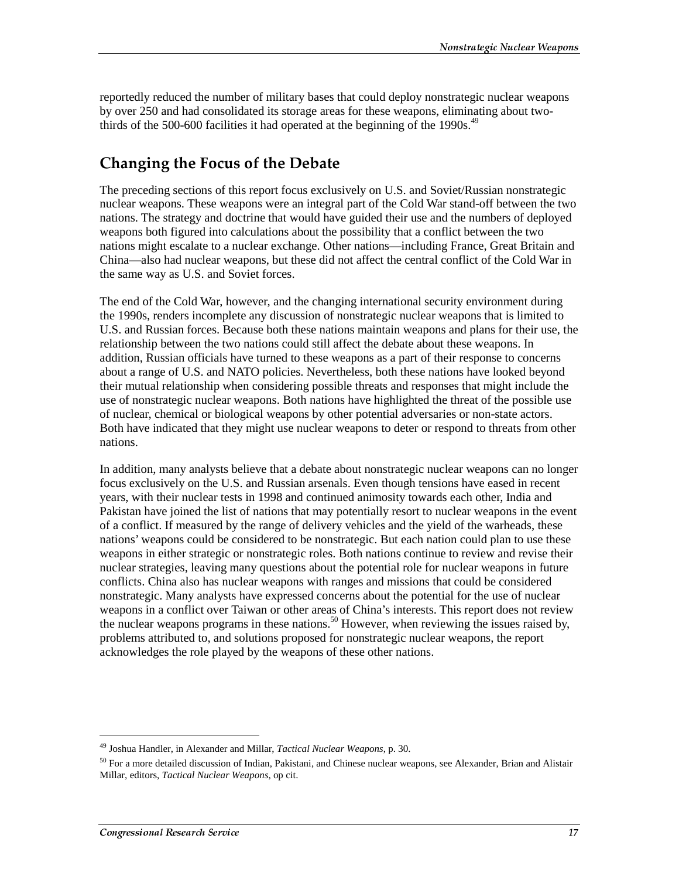reportedly reduced the number of military bases that could deploy nonstrategic nuclear weapons by over 250 and had consolidated its storage areas for these weapons, eliminating about two-thirds of the 500-600 facilities it had operated at the beginning of the 1990s.[49]

## Changing the Focus of the Debate

The preceding sections of this report focus exclusively on U.S. and Soviet/Russian nonstrategic nuclear weapons. These weapons were an integral part of the Cold War stand-off between the two nations. The strategy and doctrine that would have guided their use and the numbers of deployed weapons both figured into calculations about the possibility that a conflict between the two nations might escalate to a nuclear exchange. Other nations—including France, Great Britain and China—also had nuclear weapons, but these did not affect the central conflict of the Cold War in the same way as U.S. and Soviet forces.

The end of the Cold War, however, and the changing international security environment during the 1990s, renders incomplete any discussion of nonstrategic nuclear weapons that is limited to U.S. and Russian forces. Because both these nations maintain weapons and plans for their use, the relationship between the two nations could still affect the debate about these weapons. In addition, Russian officials have turned to these weapons as a part of their response to concerns about a range of U.S. and NATO policies. Nevertheless, both these nations have looked beyond their mutual relationship when considering possible threats and responses that might include the use of nonstrategic nuclear weapons. Both nations have highlighted the threat of the possible use of nuclear, chemical or biological weapons by other potential adversaries or non-state actors. Both have indicated that they might use nuclear weapons to deter or respond to threats from other nations.

In addition, many analysts believe that a debate about nonstrategic nuclear weapons can no longer focus exclusively on the U.S. and Russian arsenals. Even though tensions have eased in recent years, with their nuclear tests in 1998 and continued animosity towards each other, India and Pakistan have joined the list of nations that may potentially resort to nuclear weapons in the event of a conflict. If measured by the range of delivery vehicles and the yield of the warheads, these nations' weapons could be considered to be nonstrategic. But each nation could plan to use these weapons in either strategic or nonstrategic roles. Both nations continue to review and revise their nuclear strategies, leaving many questions about the potential role for nuclear weapons in future conflicts. China also has nuclear weapons with ranges and missions that could be considered nonstrategic. Many analysts have expressed concerns about the potential for the use of nuclear weapons in a conflict over Taiwan or other areas of China's interests. This report does not review the nuclear weapons programs in these nations.[50] However, when reviewing the issues raised by, problems attributed to, and solutions proposed for nonstrategic nuclear weapons, the report acknowledges the role played by the weapons of these other nations.

---

[49] Joshua Handler, in Alexander and Millar, *Tactical Nuclear Weapons*, p. 30.

[50] For a more detailed discussion of Indian, Pakistani, and Chinese nuclear weapons, see Alexander, Brian and Alistair Millar, editors, *Tactical Nuclear Weapons*, op cit.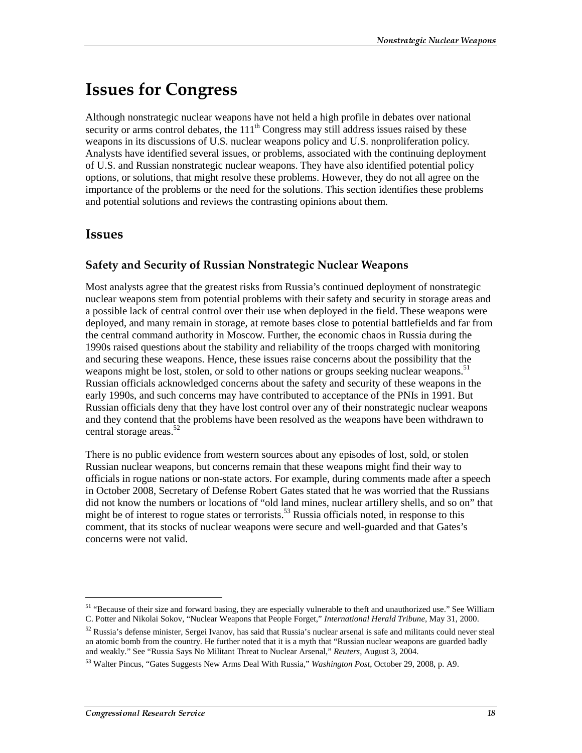# Issues for Congress

Although nonstrategic nuclear weapons have not held a high profile in debates over national security or arms control debates, the 111th Congress may still address issues raised by these weapons in its discussions of U.S. nuclear weapons policy and U.S. nonproliferation policy. Analysts have identified several issues, or problems, associated with the continuing deployment of U.S. and Russian nonstrategic nuclear weapons. They have also identified potential policy options, or solutions, that might resolve these problems. However, they do not all agree on the importance of the problems or the need for the solutions. This section identifies these problems and potential solutions and reviews the contrasting opinions about them.

## Issues

### Safety and Security of Russian Nonstrategic Nuclear Weapons

Most analysts agree that the greatest risks from Russia's continued deployment of nonstrategic nuclear weapons stem from potential problems with their safety and security in storage areas and a possible lack of central control over their use when deployed in the field. These weapons were deployed, and many remain in storage, at remote bases close to potential battlefields and far from the central command authority in Moscow. Further, the economic chaos in Russia during the 1990s raised questions about the stability and reliability of the troops charged with monitoring and securing these weapons. Hence, these issues raise concerns about the possibility that the weapons might be lost, stolen, or sold to other nations or groups seeking nuclear weapons.[51] Russian officials acknowledged concerns about the safety and security of these weapons in the early 1990s, and such concerns may have contributed to acceptance of the PNIs in 1991. But Russian officials deny that they have lost control over any of their nonstrategic nuclear weapons and they contend that the problems have been resolved as the weapons have been withdrawn to central storage areas.[52]

There is no public evidence from western sources about any episodes of lost, sold, or stolen Russian nuclear weapons, but concerns remain that these weapons might find their way to officials in rogue nations or non-state actors. For example, during comments made after a speech in October 2008, Secretary of Defense Robert Gates stated that he was worried that the Russians did not know the numbers or locations of "old land mines, nuclear artillery shells, and so on" that might be of interest to rogue states or terrorists.[53] Russia officials noted, in response to this comment, that its stocks of nuclear weapons were secure and well-guarded and that Gates's concerns were not valid.

---

[51] "Because of their size and forward basing, they are especially vulnerable to theft and unauthorized use." See William C. Potter and Nikolai Sokov, "Nuclear Weapons that People Forget," *International Herald Tribune*, May 31, 2000.

[52] Russia's defense minister, Sergei Ivanov, has said that Russia's nuclear arsenal is safe and militants could never steal an atomic bomb from the country. He further noted that it is a myth that "Russian nuclear weapons are guarded badly and weakly." See "Russia Says No Militant Threat to Nuclear Arsenal," *Reuters*, August 3, 2004.

[53] Walter Pincus, "Gates Suggests New Arms Deal With Russia," *Washington Post*, October 29, 2008, p. A9.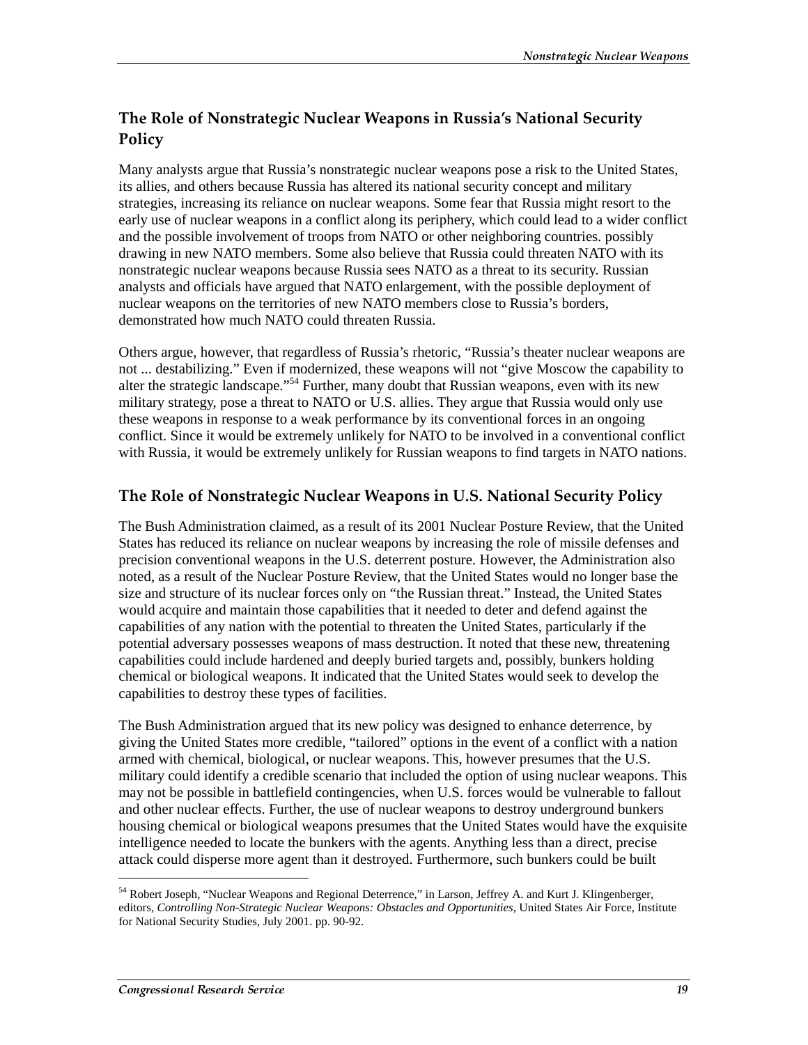## The Role of Nonstrategic Nuclear Weapons in Russia's National Security Policy

Many analysts argue that Russia's nonstrategic nuclear weapons pose a risk to the United States, its allies, and others because Russia has altered its national security concept and military strategies, increasing its reliance on nuclear weapons. Some fear that Russia might resort to the early use of nuclear weapons in a conflict along its periphery, which could lead to a wider conflict and the possible involvement of troops from NATO or other neighboring countries. possibly drawing in new NATO members. Some also believe that Russia could threaten NATO with its nonstrategic nuclear weapons because Russia sees NATO as a threat to its security. Russian analysts and officials have argued that NATO enlargement, with the possible deployment of nuclear weapons on the territories of new NATO members close to Russia's borders, demonstrated how much NATO could threaten Russia.

Others argue, however, that regardless of Russia's rhetoric, "Russia's theater nuclear weapons are not ... destabilizing." Even if modernized, these weapons will not "give Moscow the capability to alter the strategic landscape."[54] Further, many doubt that Russian weapons, even with its new military strategy, pose a threat to NATO or U.S. allies. They argue that Russia would only use these weapons in response to a weak performance by its conventional forces in an ongoing conflict. Since it would be extremely unlikely for NATO to be involved in a conventional conflict with Russia, it would be extremely unlikely for Russian weapons to find targets in NATO nations.

## The Role of Nonstrategic Nuclear Weapons in U.S. National Security Policy

The Bush Administration claimed, as a result of its 2001 Nuclear Posture Review, that the United States has reduced its reliance on nuclear weapons by increasing the role of missile defenses and precision conventional weapons in the U.S. deterrent posture. However, the Administration also noted, as a result of the Nuclear Posture Review, that the United States would no longer base the size and structure of its nuclear forces only on "the Russian threat." Instead, the United States would acquire and maintain those capabilities that it needed to deter and defend against the capabilities of any nation with the potential to threaten the United States, particularly if the potential adversary possesses weapons of mass destruction. It noted that these new, threatening capabilities could include hardened and deeply buried targets and, possibly, bunkers holding chemical or biological weapons. It indicated that the United States would seek to develop the capabilities to destroy these types of facilities.

The Bush Administration argued that its new policy was designed to enhance deterrence, by giving the United States more credible, "tailored" options in the event of a conflict with a nation armed with chemical, biological, or nuclear weapons. This, however presumes that the U.S. military could identify a credible scenario that included the option of using nuclear weapons. This may not be possible in battlefield contingencies, when U.S. forces would be vulnerable to fallout and other nuclear effects. Further, the use of nuclear weapons to destroy underground bunkers housing chemical or biological weapons presumes that the United States would have the exquisite intelligence needed to locate the bunkers with the agents. Anything less than a direct, precise attack could disperse more agent than it destroyed. Furthermore, such bunkers could be built

[54] Robert Joseph, "Nuclear Weapons and Regional Deterrence," in Larson, Jeffrey A. and Kurt J. Klingenberger, editors, *Controlling Non-Strategic Nuclear Weapons: Obstacles and Opportunities*, United States Air Force, Institute for National Security Studies, July 2001. pp. 90-92.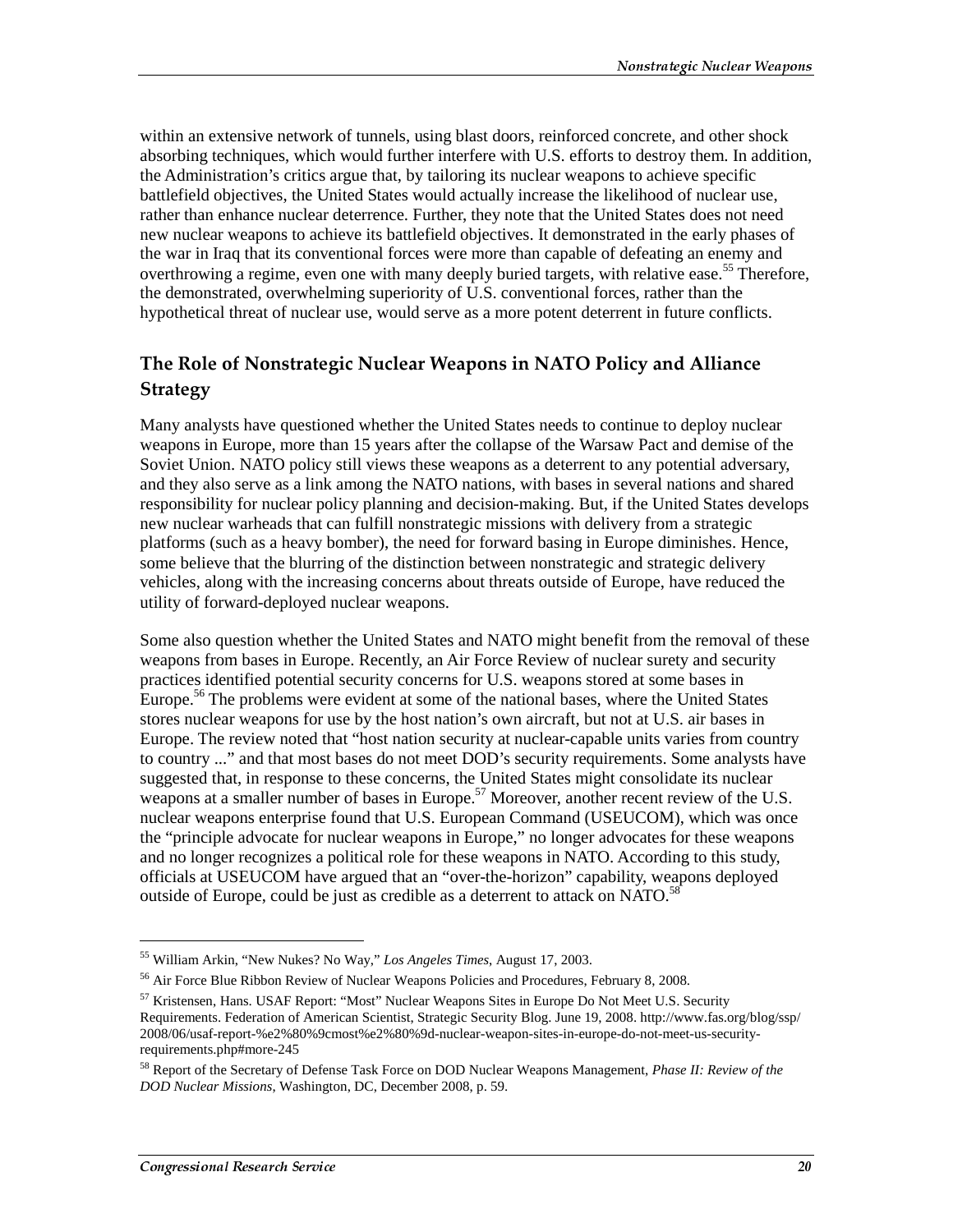within an extensive network of tunnels, using blast doors, reinforced concrete, and other shock absorbing techniques, which would further interfere with U.S. efforts to destroy them. In addition, the Administration's critics argue that, by tailoring its nuclear weapons to achieve specific battlefield objectives, the United States would actually increase the likelihood of nuclear use, rather than enhance nuclear deterrence. Further, they note that the United States does not need new nuclear weapons to achieve its battlefield objectives. It demonstrated in the early phases of the war in Iraq that its conventional forces were more than capable of defeating an enemy and overthrowing a regime, even one with many deeply buried targets, with relative ease.[55] Therefore, the demonstrated, overwhelming superiority of U.S. conventional forces, rather than the hypothetical threat of nuclear use, would serve as a more potent deterrent in future conflicts.

## The Role of Nonstrategic Nuclear Weapons in NATO Policy and Alliance Strategy

Many analysts have questioned whether the United States needs to continue to deploy nuclear weapons in Europe, more than 15 years after the collapse of the Warsaw Pact and demise of the Soviet Union. NATO policy still views these weapons as a deterrent to any potential adversary, and they also serve as a link among the NATO nations, with bases in several nations and shared responsibility for nuclear policy planning and decision-making. But, if the United States develops new nuclear warheads that can fulfill nonstrategic missions with delivery from a strategic platforms (such as a heavy bomber), the need for forward basing in Europe diminishes. Hence, some believe that the blurring of the distinction between nonstrategic and strategic delivery vehicles, along with the increasing concerns about threats outside of Europe, have reduced the utility of forward-deployed nuclear weapons.

Some also question whether the United States and NATO might benefit from the removal of these weapons from bases in Europe. Recently, an Air Force Review of nuclear surety and security practices identified potential security concerns for U.S. weapons stored at some bases in Europe.[56] The problems were evident at some of the national bases, where the United States stores nuclear weapons for use by the host nation's own aircraft, but not at U.S. air bases in Europe. The review noted that "host nation security at nuclear-capable units varies from country to country ..." and that most bases do not meet DOD's security requirements. Some analysts have suggested that, in response to these concerns, the United States might consolidate its nuclear weapons at a smaller number of bases in Europe.[57] Moreover, another recent review of the U.S. nuclear weapons enterprise found that U.S. European Command (USEUCOM), which was once the "principle advocate for nuclear weapons in Europe," no longer advocates for these weapons and no longer recognizes a political role for these weapons in NATO. According to this study, officials at USEUCOM have argued that an "over-the-horizon" capability, weapons deployed outside of Europe, could be just as credible as a deterrent to attack on NATO.[58]

---

[55] William Arkin, "New Nukes? No Way," *Los Angeles Times*, August 17, 2003.

[56] Air Force Blue Ribbon Review of Nuclear Weapons Policies and Procedures, February 8, 2008.

[57] Kristensen, Hans. USAF Report: "Most" Nuclear Weapons Sites in Europe Do Not Meet U.S. Security Requirements. Federation of American Scientist, Strategic Security Blog. June 19, 2008. http://www.fas.org/blog/ssp/2008/06/usaf-report-%e2%80%9cmost%e2%80%9d-nuclear-weapon-sites-in-europe-do-not-meet-us-security-requirements.php#more-245

[58] Report of the Secretary of Defense Task Force on DOD Nuclear Weapons Management, *Phase II: Review of the DOD Nuclear Missions*, Washington, DC, December 2008, p. 59.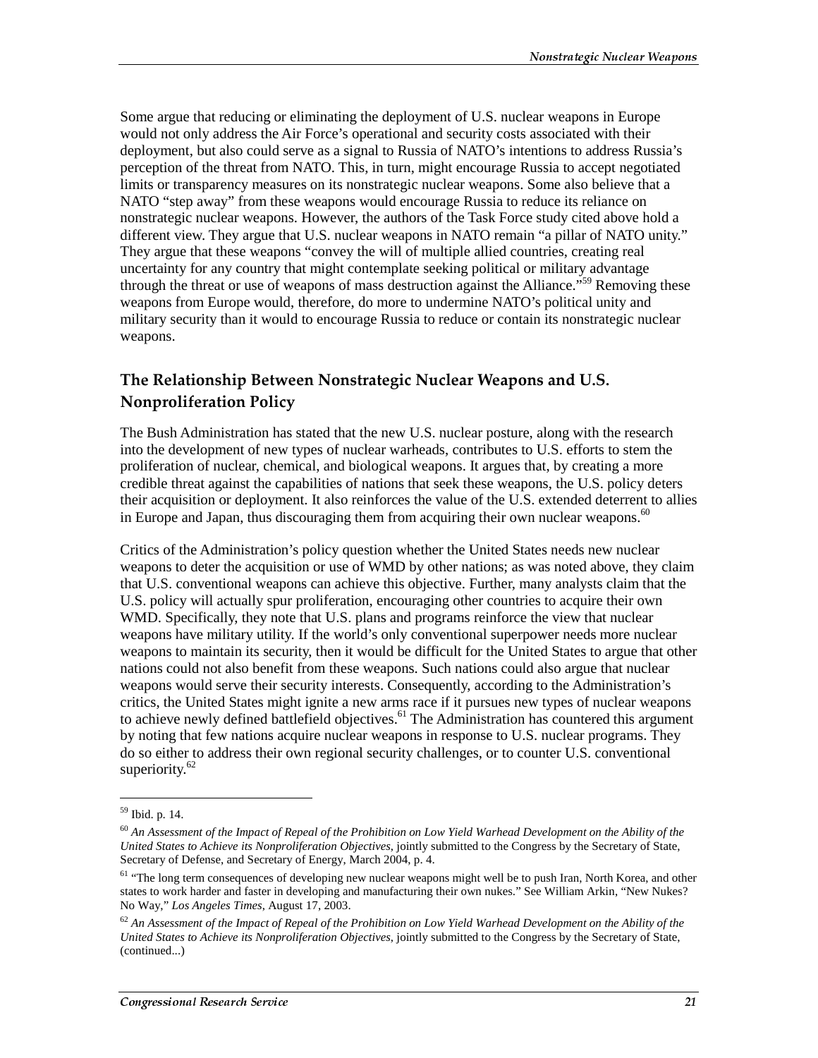Some argue that reducing or eliminating the deployment of U.S. nuclear weapons in Europe would not only address the Air Force's operational and security costs associated with their deployment, but also could serve as a signal to Russia of NATO's intentions to address Russia's perception of the threat from NATO. This, in turn, might encourage Russia to accept negotiated limits or transparency measures on its nonstrategic nuclear weapons. Some also believe that a NATO "step away" from these weapons would encourage Russia to reduce its reliance on nonstrategic nuclear weapons. However, the authors of the Task Force study cited above hold a different view. They argue that U.S. nuclear weapons in NATO remain "a pillar of NATO unity." They argue that these weapons "convey the will of multiple allied countries, creating real uncertainty for any country that might contemplate seeking political or military advantage through the threat or use of weapons of mass destruction against the Alliance."[59] Removing these weapons from Europe would, therefore, do more to undermine NATO's political unity and military security than it would to encourage Russia to reduce or contain its nonstrategic nuclear weapons.

## The Relationship Between Nonstrategic Nuclear Weapons and U.S. Nonproliferation Policy

The Bush Administration has stated that the new U.S. nuclear posture, along with the research into the development of new types of nuclear warheads, contributes to U.S. efforts to stem the proliferation of nuclear, chemical, and biological weapons. It argues that, by creating a more credible threat against the capabilities of nations that seek these weapons, the U.S. policy deters their acquisition or deployment. It also reinforces the value of the U.S. extended deterrent to allies in Europe and Japan, thus discouraging them from acquiring their own nuclear weapons.[60]

Critics of the Administration's policy question whether the United States needs new nuclear weapons to deter the acquisition or use of WMD by other nations; as was noted above, they claim that U.S. conventional weapons can achieve this objective. Further, many analysts claim that the U.S. policy will actually spur proliferation, encouraging other countries to acquire their own WMD. Specifically, they note that U.S. plans and programs reinforce the view that nuclear weapons have military utility. If the world's only conventional superpower needs more nuclear weapons to maintain its security, then it would be difficult for the United States to argue that other nations could not also benefit from these weapons. Such nations could also argue that nuclear weapons would serve their security interests. Consequently, according to the Administration's critics, the United States might ignite a new arms race if it pursues new types of nuclear weapons to achieve newly defined battlefield objectives.[61] The Administration has countered this argument by noting that few nations acquire nuclear weapons in response to U.S. nuclear programs. They do so either to address their own regional security challenges, or to counter U.S. conventional superiority.[62]

---

[59] Ibid. p. 14.

[60] *An Assessment of the Impact of Repeal of the Prohibition on Low Yield Warhead Development on the Ability of the United States to Achieve its Nonproliferation Objectives*, jointly submitted to the Congress by the Secretary of State, Secretary of Defense, and Secretary of Energy, March 2004, p. 4.

[61] "The long term consequences of developing new nuclear weapons might well be to push Iran, North Korea, and other states to work harder and faster in developing and manufacturing their own nukes." See William Arkin, "New Nukes? No Way," *Los Angeles Times*, August 17, 2003.

[62] *An Assessment of the Impact of Repeal of the Prohibition on Low Yield Warhead Development on the Ability of the United States to Achieve its Nonproliferation Objectives*, jointly submitted to the Congress by the Secretary of State, (continued...)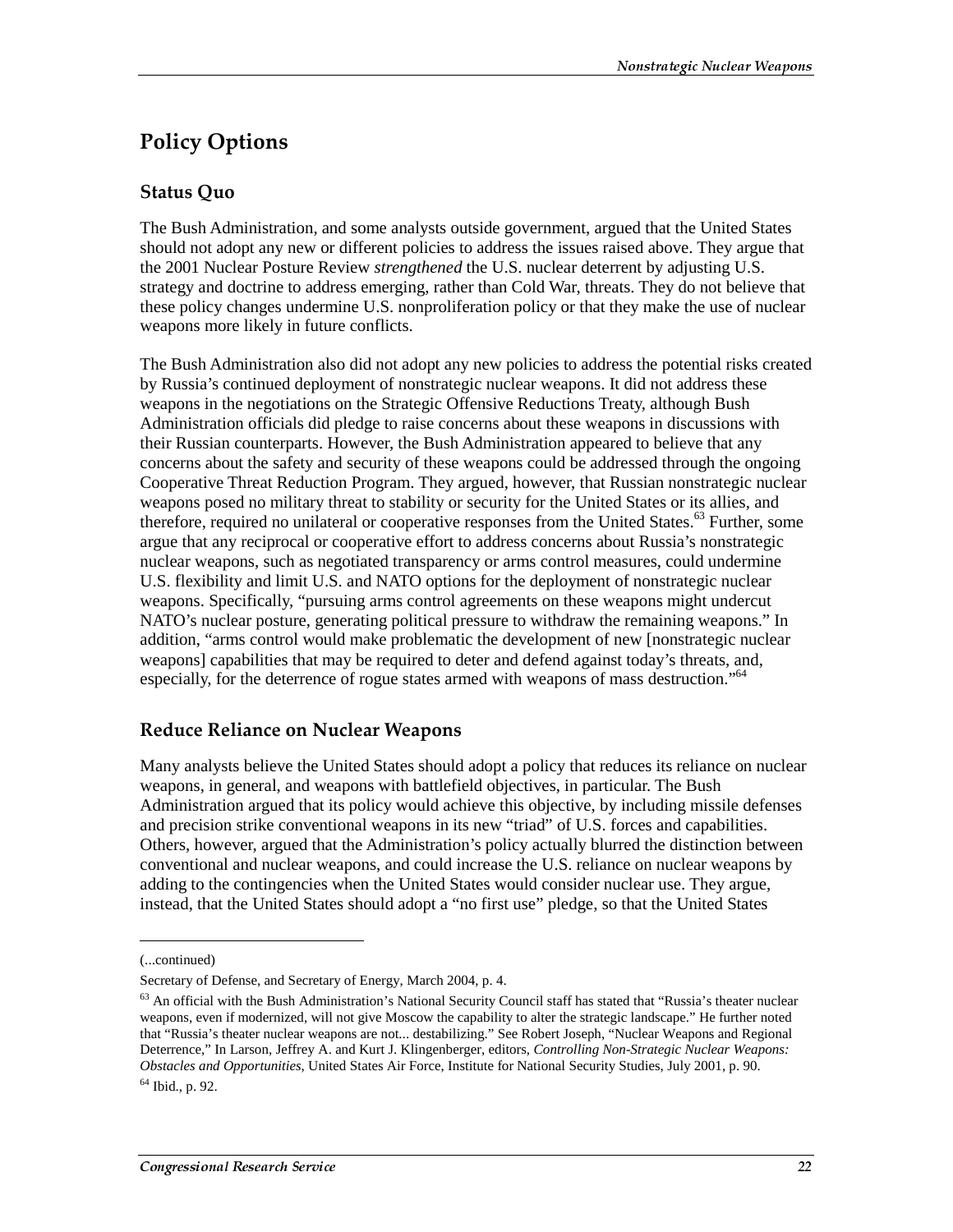## Policy Options

### Status Quo

The Bush Administration, and some analysts outside government, argued that the United States should not adopt any new or different policies to address the issues raised above. They argue that the 2001 Nuclear Posture Review *strengthened* the U.S. nuclear deterrent by adjusting U.S. strategy and doctrine to address emerging, rather than Cold War, threats. They do not believe that these policy changes undermine U.S. nonproliferation policy or that they make the use of nuclear weapons more likely in future conflicts.

The Bush Administration also did not adopt any new policies to address the potential risks created by Russia's continued deployment of nonstrategic nuclear weapons. It did not address these weapons in the negotiations on the Strategic Offensive Reductions Treaty, although Bush Administration officials did pledge to raise concerns about these weapons in discussions with their Russian counterparts. However, the Bush Administration appeared to believe that any concerns about the safety and security of these weapons could be addressed through the ongoing Cooperative Threat Reduction Program. They argued, however, that Russian nonstrategic nuclear weapons posed no military threat to stability or security for the United States or its allies, and therefore, required no unilateral or cooperative responses from the United States.[63] Further, some argue that any reciprocal or cooperative effort to address concerns about Russia's nonstrategic nuclear weapons, such as negotiated transparency or arms control measures, could undermine U.S. flexibility and limit U.S. and NATO options for the deployment of nonstrategic nuclear weapons. Specifically, "pursuing arms control agreements on these weapons might undercut NATO's nuclear posture, generating political pressure to withdraw the remaining weapons." In addition, "arms control would make problematic the development of new [nonstrategic nuclear weapons] capabilities that may be required to deter and defend against today's threats, and, especially, for the deterrence of rogue states armed with weapons of mass destruction."[64]

### Reduce Reliance on Nuclear Weapons

Many analysts believe the United States should adopt a policy that reduces its reliance on nuclear weapons, in general, and weapons with battlefield objectives, in particular. The Bush Administration argued that its policy would achieve this objective, by including missile defenses and precision strike conventional weapons in its new "triad" of U.S. forces and capabilities. Others, however, argued that the Administration's policy actually blurred the distinction between conventional and nuclear weapons, and could increase the U.S. reliance on nuclear weapons by adding to the contingencies when the United States would consider nuclear use. They argue, instead, that the United States should adopt a "no first use" pledge, so that the United States

---

(...continued)

Secretary of Defense, and Secretary of Energy, March 2004, p. 4.

[63] An official with the Bush Administration's National Security Council staff has stated that "Russia's theater nuclear weapons, even if modernized, will not give Moscow the capability to alter the strategic landscape." He further noted that "Russia's theater nuclear weapons are not... destabilizing." See Robert Joseph, "Nuclear Weapons and Regional Deterrence," In Larson, Jeffrey A. and Kurt J. Klingenberger, editors, *Controlling Non-Strategic Nuclear Weapons: Obstacles and Opportunities*, United States Air Force, Institute for National Security Studies, July 2001, p. 90.

[64] Ibid., p. 92.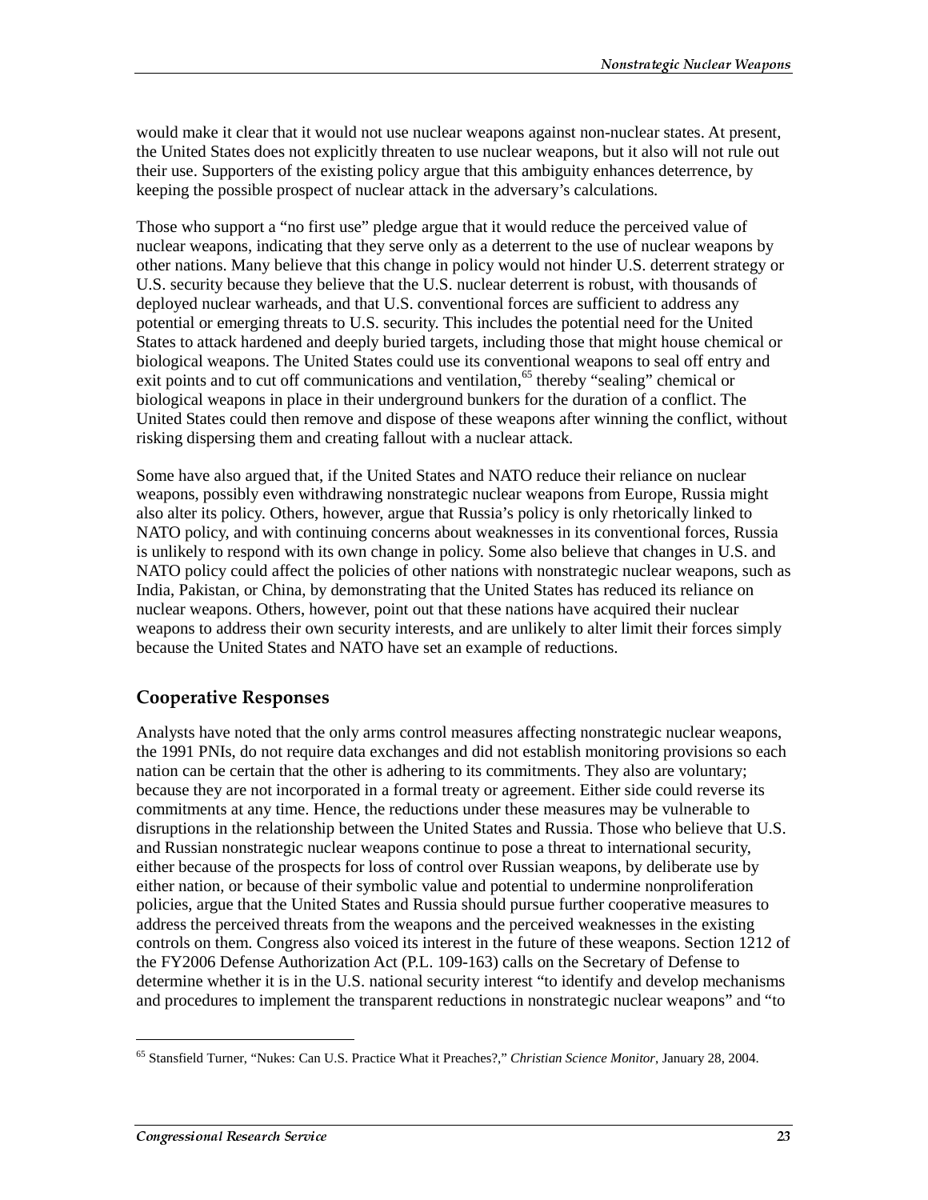would make it clear that it would not use nuclear weapons against non-nuclear states. At present, the United States does not explicitly threaten to use nuclear weapons, but it also will not rule out their use. Supporters of the existing policy argue that this ambiguity enhances deterrence, by keeping the possible prospect of nuclear attack in the adversary's calculations.

Those who support a "no first use" pledge argue that it would reduce the perceived value of nuclear weapons, indicating that they serve only as a deterrent to the use of nuclear weapons by other nations. Many believe that this change in policy would not hinder U.S. deterrent strategy or U.S. security because they believe that the U.S. nuclear deterrent is robust, with thousands of deployed nuclear warheads, and that U.S. conventional forces are sufficient to address any potential or emerging threats to U.S. security. This includes the potential need for the United States to attack hardened and deeply buried targets, including those that might house chemical or biological weapons. The United States could use its conventional weapons to seal off entry and exit points and to cut off communications and ventilation,[65] thereby "sealing" chemical or biological weapons in place in their underground bunkers for the duration of a conflict. The United States could then remove and dispose of these weapons after winning the conflict, without risking dispersing them and creating fallout with a nuclear attack.

Some have also argued that, if the United States and NATO reduce their reliance on nuclear weapons, possibly even withdrawing nonstrategic nuclear weapons from Europe, Russia might also alter its policy. Others, however, argue that Russia's policy is only rhetorically linked to NATO policy, and with continuing concerns about weaknesses in its conventional forces, Russia is unlikely to respond with its own change in policy. Some also believe that changes in U.S. and NATO policy could affect the policies of other nations with nonstrategic nuclear weapons, such as India, Pakistan, or China, by demonstrating that the United States has reduced its reliance on nuclear weapons. Others, however, point out that these nations have acquired their nuclear weapons to address their own security interests, and are unlikely to alter limit their forces simply because the United States and NATO have set an example of reductions.

## Cooperative Responses

Analysts have noted that the only arms control measures affecting nonstrategic nuclear weapons, the 1991 PNIs, do not require data exchanges and did not establish monitoring provisions so each nation can be certain that the other is adhering to its commitments. They also are voluntary; because they are not incorporated in a formal treaty or agreement. Either side could reverse its commitments at any time. Hence, the reductions under these measures may be vulnerable to disruptions in the relationship between the United States and Russia. Those who believe that U.S. and Russian nonstrategic nuclear weapons continue to pose a threat to international security, either because of the prospects for loss of control over Russian weapons, by deliberate use by either nation, or because of their symbolic value and potential to undermine nonproliferation policies, argue that the United States and Russia should pursue further cooperative measures to address the perceived threats from the weapons and the perceived weaknesses in the existing controls on them. Congress also voiced its interest in the future of these weapons. Section 1212 of the FY2006 Defense Authorization Act (P.L. 109-163) calls on the Secretary of Defense to determine whether it is in the U.S. national security interest "to identify and develop mechanisms and procedures to implement the transparent reductions in nonstrategic nuclear weapons" and "to

---

[65] Stansfield Turner, "Nukes: Can U.S. Practice What it Preaches?," *Christian Science Monitor*, January 28, 2004.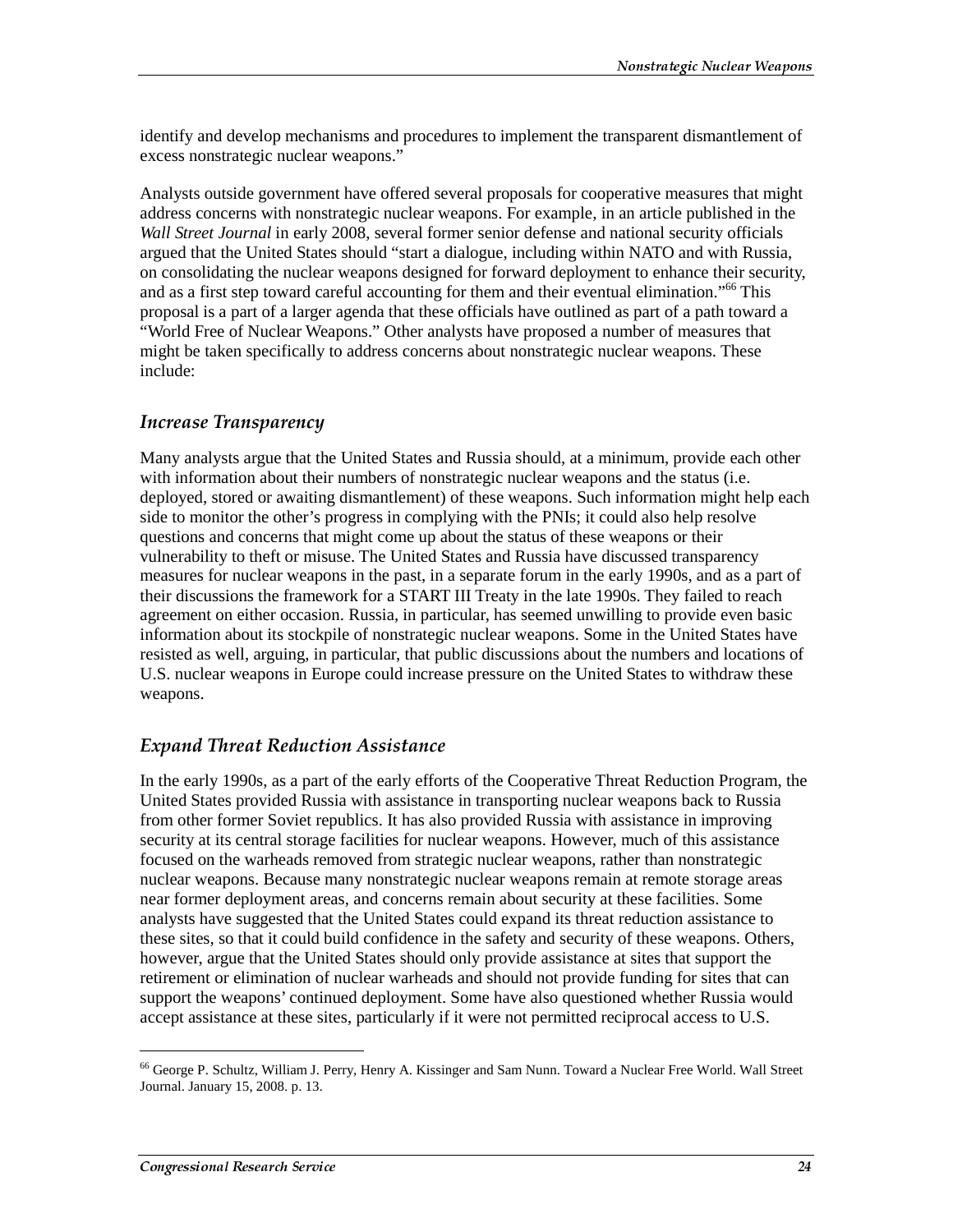identify and develop mechanisms and procedures to implement the transparent dismantlement of excess nonstrategic nuclear weapons."

Analysts outside government have offered several proposals for cooperative measures that might address concerns with nonstrategic nuclear weapons. For example, in an article published in the *Wall Street Journal* in early 2008, several former senior defense and national security officials argued that the United States should "start a dialogue, including within NATO and with Russia, on consolidating the nuclear weapons designed for forward deployment to enhance their security, and as a first step toward careful accounting for them and their eventual elimination."[66] This proposal is a part of a larger agenda that these officials have outlined as part of a path toward a "World Free of Nuclear Weapons." Other analysts have proposed a number of measures that might be taken specifically to address concerns about nonstrategic nuclear weapons. These include:

### *Increase Transparency*

Many analysts argue that the United States and Russia should, at a minimum, provide each other with information about their numbers of nonstrategic nuclear weapons and the status (i.e. deployed, stored or awaiting dismantlement) of these weapons. Such information might help each side to monitor the other's progress in complying with the PNIs; it could also help resolve questions and concerns that might come up about the status of these weapons or their vulnerability to theft or misuse. The United States and Russia have discussed transparency measures for nuclear weapons in the past, in a separate forum in the early 1990s, and as a part of their discussions the framework for a START III Treaty in the late 1990s. They failed to reach agreement on either occasion. Russia, in particular, has seemed unwilling to provide even basic information about its stockpile of nonstrategic nuclear weapons. Some in the United States have resisted as well, arguing, in particular, that public discussions about the numbers and locations of U.S. nuclear weapons in Europe could increase pressure on the United States to withdraw these weapons.

### *Expand Threat Reduction Assistance*

In the early 1990s, as a part of the early efforts of the Cooperative Threat Reduction Program, the United States provided Russia with assistance in transporting nuclear weapons back to Russia from other former Soviet republics. It has also provided Russia with assistance in improving security at its central storage facilities for nuclear weapons. However, much of this assistance focused on the warheads removed from strategic nuclear weapons, rather than nonstrategic nuclear weapons. Because many nonstrategic nuclear weapons remain at remote storage areas near former deployment areas, and concerns remain about security at these facilities. Some analysts have suggested that the United States could expand its threat reduction assistance to these sites, so that it could build confidence in the safety and security of these weapons. Others, however, argue that the United States should only provide assistance at sites that support the retirement or elimination of nuclear warheads and should not provide funding for sites that can support the weapons' continued deployment. Some have also questioned whether Russia would accept assistance at these sites, particularly if it were not permitted reciprocal access to U.S.

---

[66] George P. Schultz, William J. Perry, Henry A. Kissinger and Sam Nunn. Toward a Nuclear Free World. Wall Street Journal. January 15, 2008. p. 13.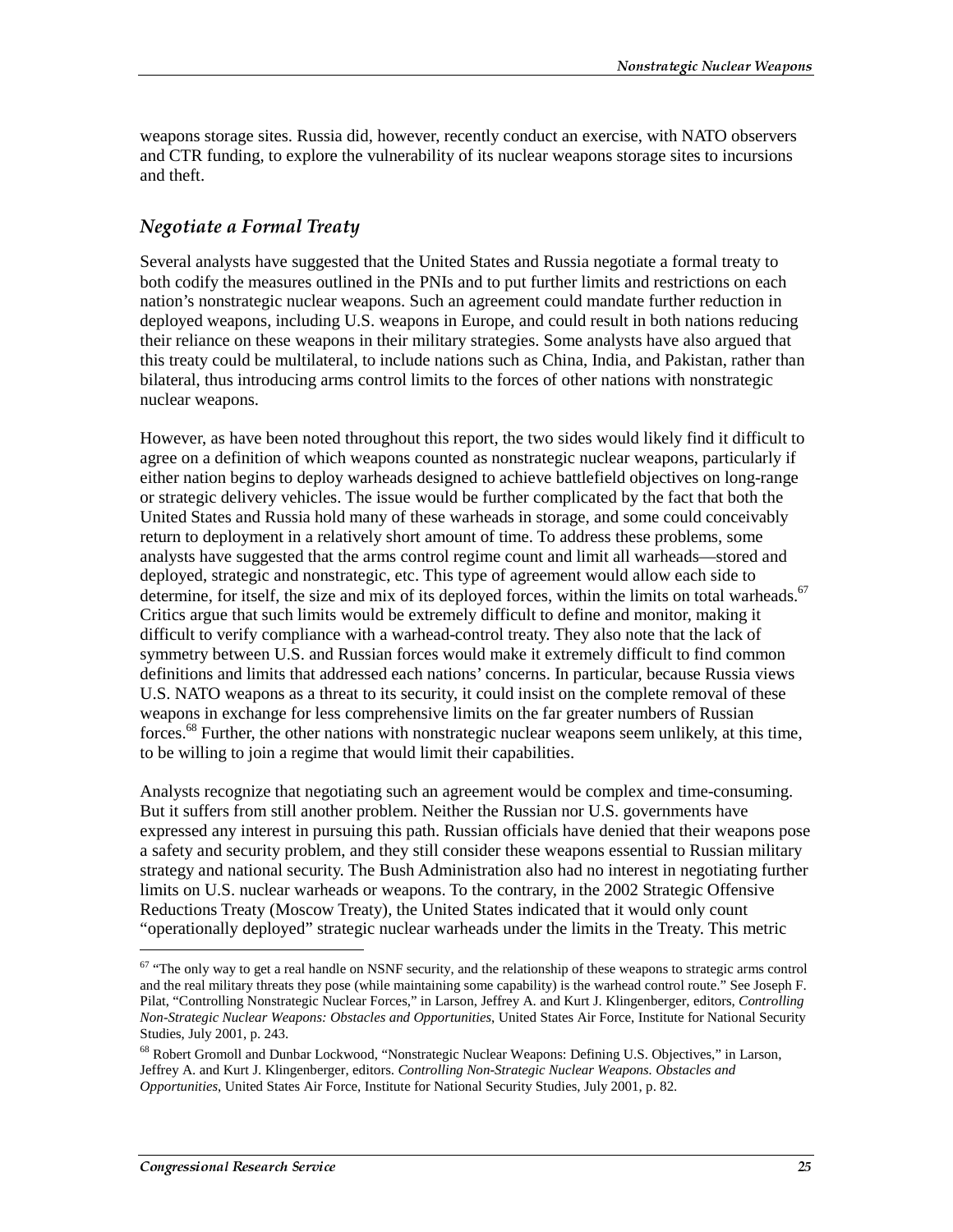weapons storage sites. Russia did, however, recently conduct an exercise, with NATO observers and CTR funding, to explore the vulnerability of its nuclear weapons storage sites to incursions and theft.

### *Negotiate a Formal Treaty*

Several analysts have suggested that the United States and Russia negotiate a formal treaty to both codify the measures outlined in the PNIs and to put further limits and restrictions on each nation's nonstrategic nuclear weapons. Such an agreement could mandate further reduction in deployed weapons, including U.S. weapons in Europe, and could result in both nations reducing their reliance on these weapons in their military strategies. Some analysts have also argued that this treaty could be multilateral, to include nations such as China, India, and Pakistan, rather than bilateral, thus introducing arms control limits to the forces of other nations with nonstrategic nuclear weapons.

However, as have been noted throughout this report, the two sides would likely find it difficult to agree on a definition of which weapons counted as nonstrategic nuclear weapons, particularly if either nation begins to deploy warheads designed to achieve battlefield objectives on long-range or strategic delivery vehicles. The issue would be further complicated by the fact that both the United States and Russia hold many of these warheads in storage, and some could conceivably return to deployment in a relatively short amount of time. To address these problems, some analysts have suggested that the arms control regime count and limit all warheads—stored and deployed, strategic and nonstrategic, etc. This type of agreement would allow each side to determine, for itself, the size and mix of its deployed forces, within the limits on total warheads.[67] Critics argue that such limits would be extremely difficult to define and monitor, making it difficult to verify compliance with a warhead-control treaty. They also note that the lack of symmetry between U.S. and Russian forces would make it extremely difficult to find common definitions and limits that addressed each nations' concerns. In particular, because Russia views U.S. NATO weapons as a threat to its security, it could insist on the complete removal of these weapons in exchange for less comprehensive limits on the far greater numbers of Russian forces.[68] Further, the other nations with nonstrategic nuclear weapons seem unlikely, at this time, to be willing to join a regime that would limit their capabilities.

Analysts recognize that negotiating such an agreement would be complex and time-consuming. But it suffers from still another problem. Neither the Russian nor U.S. governments have expressed any interest in pursuing this path. Russian officials have denied that their weapons pose a safety and security problem, and they still consider these weapons essential to Russian military strategy and national security. The Bush Administration also had no interest in negotiating further limits on U.S. nuclear warheads or weapons. To the contrary, in the 2002 Strategic Offensive Reductions Treaty (Moscow Treaty), the United States indicated that it would only count "operationally deployed" strategic nuclear warheads under the limits in the Treaty. This metric

---

[67] "The only way to get a real handle on NSNF security, and the relationship of these weapons to strategic arms control and the real military threats they pose (while maintaining some capability) is the warhead control route." See Joseph F. Pilat, "Controlling Nonstrategic Nuclear Forces," in Larson, Jeffrey A. and Kurt J. Klingenberger, editors, *Controlling Non-Strategic Nuclear Weapons: Obstacles and Opportunities*, United States Air Force, Institute for National Security Studies, July 2001, p. 243.

[68] Robert Gromoll and Dunbar Lockwood, "Nonstrategic Nuclear Weapons: Defining U.S. Objectives," in Larson, Jeffrey A. and Kurt J. Klingenberger, editors. *Controlling Non-Strategic Nuclear Weapons. Obstacles and Opportunities*, United States Air Force, Institute for National Security Studies, July 2001, p. 82.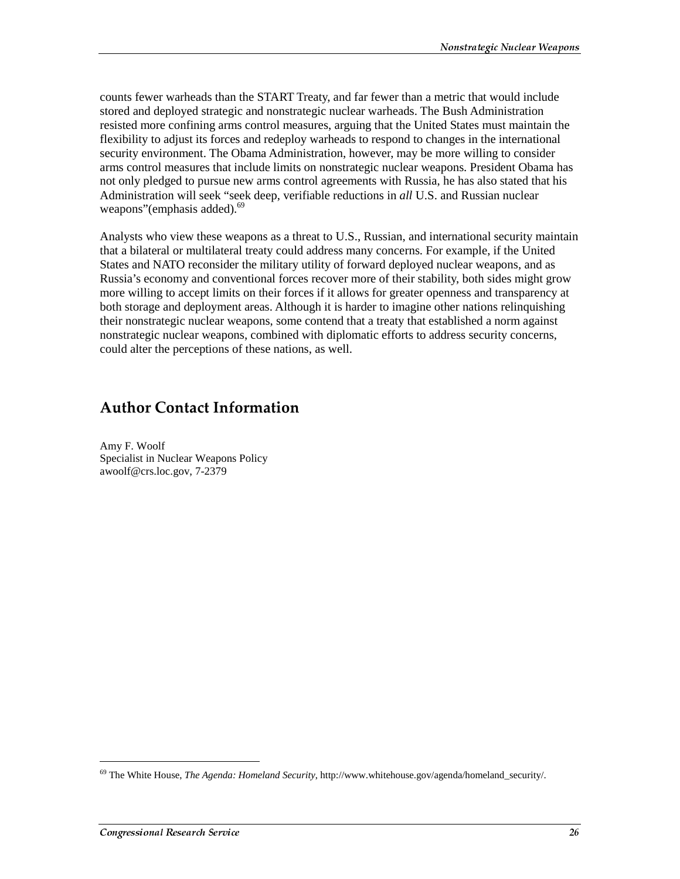counts fewer warheads than the START Treaty, and far fewer than a metric that would include stored and deployed strategic and nonstrategic nuclear warheads. The Bush Administration resisted more confining arms control measures, arguing that the United States must maintain the flexibility to adjust its forces and redeploy warheads to respond to changes in the international security environment. The Obama Administration, however, may be more willing to consider arms control measures that include limits on nonstrategic nuclear weapons. President Obama has not only pledged to pursue new arms control agreements with Russia, he has also stated that his Administration will seek "seek deep, verifiable reductions in *all* U.S. and Russian nuclear weapons"(emphasis added).[69]

Analysts who view these weapons as a threat to U.S., Russian, and international security maintain that a bilateral or multilateral treaty could address many concerns. For example, if the United States and NATO reconsider the military utility of forward deployed nuclear weapons, and as Russia's economy and conventional forces recover more of their stability, both sides might grow more willing to accept limits on their forces if it allows for greater openness and transparency at both storage and deployment areas. Although it is harder to imagine other nations relinquishing their nonstrategic nuclear weapons, some contend that a treaty that established a norm against nonstrategic nuclear weapons, combined with diplomatic efforts to address security concerns, could alter the perceptions of these nations, as well.

## Author Contact Information

Amy F. Woolf
Specialist in Nuclear Weapons Policy
awoolf@crs.loc.gov, 7-2379

---

[69] The White House, *The Agenda: Homeland Security*, http://www.whitehouse.gov/agenda/homeland_security/.